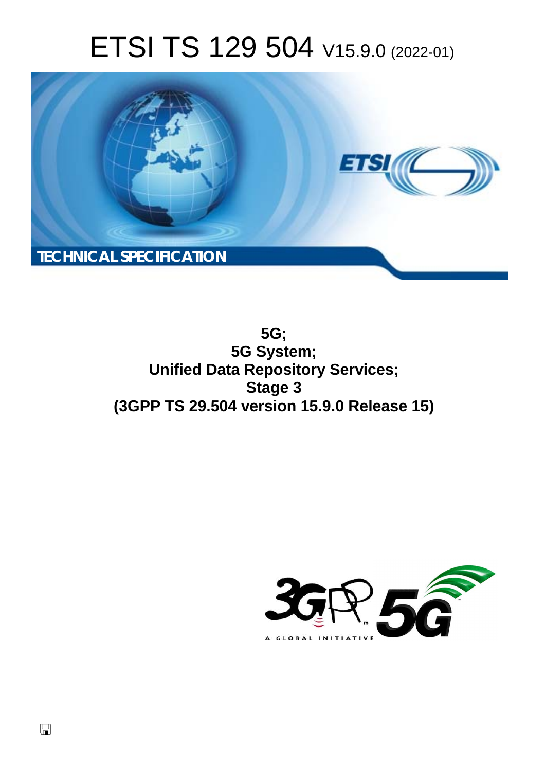# ETSI TS 129 504 V15.9.0 (2022-01)

TECHNICAL SPECIFICATION

**5G;**
**5G System;**
**Unified Data Repository Services;**
**Stage 3**
**(3GPP TS 29.504 version 15.9.0 Release 15)**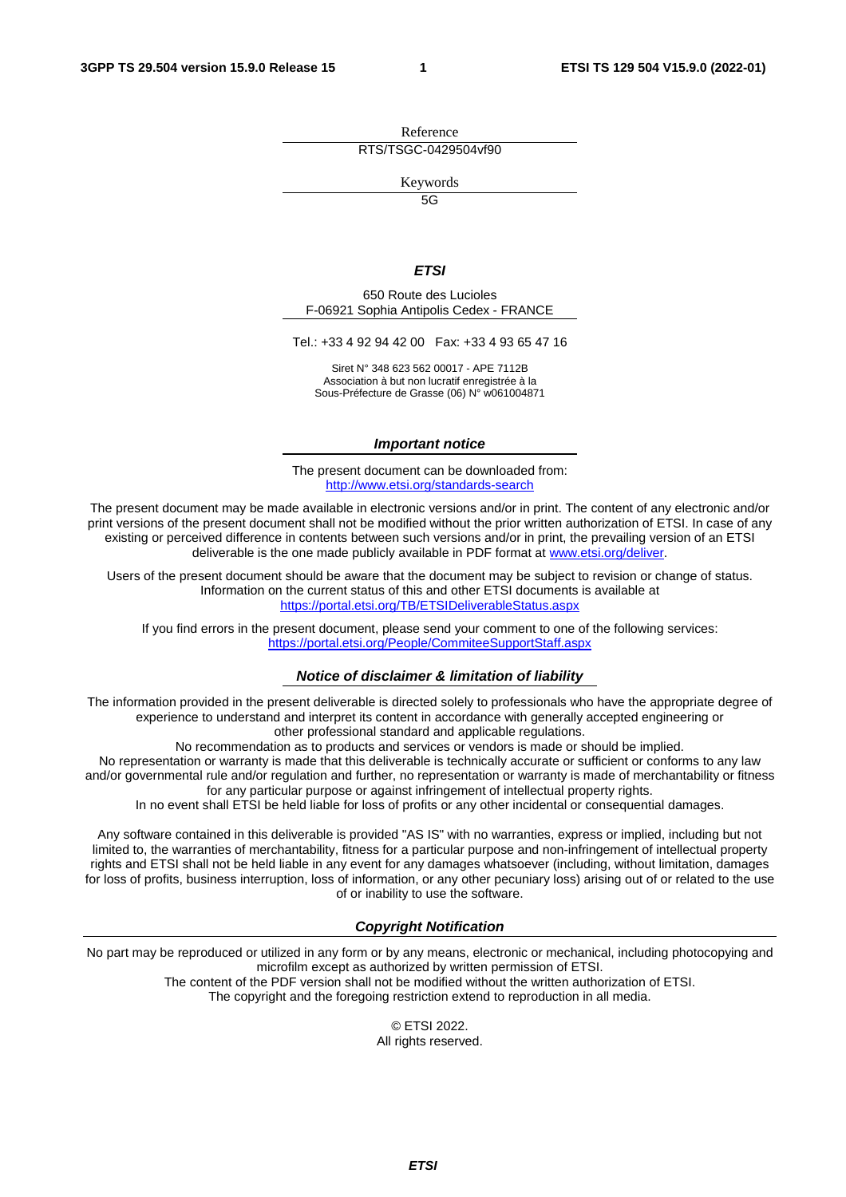Reference

RTS/TSGC-0429504vf90

Keywords

5G

***ETSI***

650 Route des Lucioles
F-06921 Sophia Antipolis Cedex - FRANCE

Tel.: +33 4 92 94 42 00   Fax: +33 4 93 65 47 16

Siret N° 348 623 562 00017 - APE 7112B
Association à but non lucratif enregistrée à la
Sous-Préfecture de Grasse (06) N° w061004871

***Important notice***

The present document can be downloaded from:
[http://www.etsi.org/standards-search](http://www.etsi.org/standards-search)

The present document may be made available in electronic versions and/or in print. The content of any electronic and/or print versions of the present document shall not be modified without the prior written authorization of ETSI. In case of any existing or perceived difference in contents between such versions and/or in print, the prevailing version of an ETSI deliverable is the one made publicly available in PDF format at [www.etsi.org/deliver](www.etsi.org/deliver).

Users of the present document should be aware that the document may be subject to revision or change of status. Information on the current status of this and other ETSI documents is available at
[https://portal.etsi.org/TB/ETSIDeliverableStatus.aspx](https://portal.etsi.org/TB/ETSIDeliverableStatus.aspx)

If you find errors in the present document, please send your comment to one of the following services:
[https://portal.etsi.org/People/CommiteeSupportStaff.aspx](https://portal.etsi.org/People/CommiteeSupportStaff.aspx)

***Notice of disclaimer & limitation of liability***

The information provided in the present deliverable is directed solely to professionals who have the appropriate degree of experience to understand and interpret its content in accordance with generally accepted engineering or other professional standard and applicable regulations.
No recommendation as to products and services or vendors is made or should be implied.
No representation or warranty is made that this deliverable is technically accurate or sufficient or conforms to any law and/or governmental rule and/or regulation and further, no representation or warranty is made of merchantability or fitness for any particular purpose or against infringement of intellectual property rights.
In no event shall ETSI be held liable for loss of profits or any other incidental or consequential damages.

Any software contained in this deliverable is provided "AS IS" with no warranties, express or implied, including but not limited to, the warranties of merchantability, fitness for a particular purpose and non-infringement of intellectual property rights and ETSI shall not be held liable in any event for any damages whatsoever (including, without limitation, damages for loss of profits, business interruption, loss of information, or any other pecuniary loss) arising out of or related to the use of or inability to use the software.

***Copyright Notification***

No part may be reproduced or utilized in any form or by any means, electronic or mechanical, including photocopying and microfilm except as authorized by written permission of ETSI.
The content of the PDF version shall not be modified without the written authorization of ETSI.
The copyright and the foregoing restriction extend to reproduction in all media.

© ETSI 2022.
All rights reserved.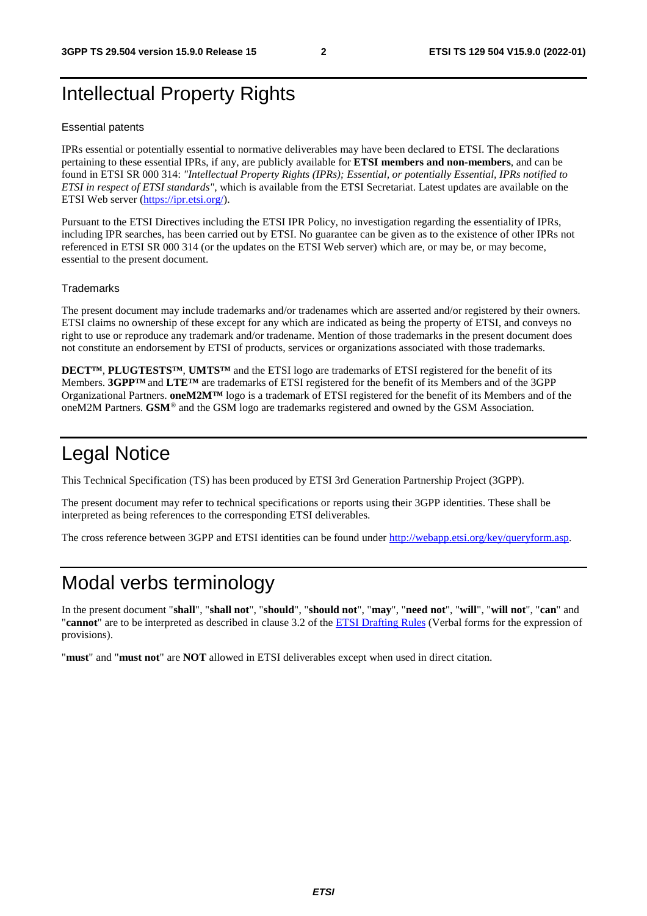# Intellectual Property Rights

## Essential patents

IPRs essential or potentially essential to normative deliverables may have been declared to ETSI. The declarations pertaining to these essential IPRs, if any, are publicly available for **ETSI members and non-members**, and can be found in ETSI SR 000 314: *"Intellectual Property Rights (IPRs); Essential, or potentially Essential, IPRs notified to ETSI in respect of ETSI standards"*, which is available from the ETSI Secretariat. Latest updates are available on the ETSI Web server (https://ipr.etsi.org/).

Pursuant to the ETSI Directives including the ETSI IPR Policy, no investigation regarding the essentiality of IPRs, including IPR searches, has been carried out by ETSI. No guarantee can be given as to the existence of other IPRs not referenced in ETSI SR 000 314 (or the updates on the ETSI Web server) which are, or may be, or may become, essential to the present document.

## Trademarks

The present document may include trademarks and/or tradenames which are asserted and/or registered by their owners. ETSI claims no ownership of these except for any which are indicated as being the property of ETSI, and conveys no right to use or reproduce any trademark and/or tradename. Mention of those trademarks in the present document does not constitute an endorsement by ETSI of products, services or organizations associated with those trademarks.

**DECT™**, **PLUGTESTS™**, **UMTS™** and the ETSI logo are trademarks of ETSI registered for the benefit of its Members. **3GPP™** and **LTE™** are trademarks of ETSI registered for the benefit of its Members and of the 3GPP Organizational Partners. **oneM2M™** logo is a trademark of ETSI registered for the benefit of its Members and of the oneM2M Partners. **GSM**® and the GSM logo are trademarks registered and owned by the GSM Association.

# Legal Notice

This Technical Specification (TS) has been produced by ETSI 3rd Generation Partnership Project (3GPP).

The present document may refer to technical specifications or reports using their 3GPP identities. These shall be interpreted as being references to the corresponding ETSI deliverables.

The cross reference between 3GPP and ETSI identities can be found under http://webapp.etsi.org/key/queryform.asp.

# Modal verbs terminology

In the present document "**shall**", "**shall not**", "**should**", "**should not**", "**may**", "**need not**", "**will**", "**will not**", "**can**" and "**cannot**" are to be interpreted as described in clause 3.2 of the ETSI Drafting Rules (Verbal forms for the expression of provisions).

"**must**" and "**must not**" are **NOT** allowed in ETSI deliverables except when used in direct citation.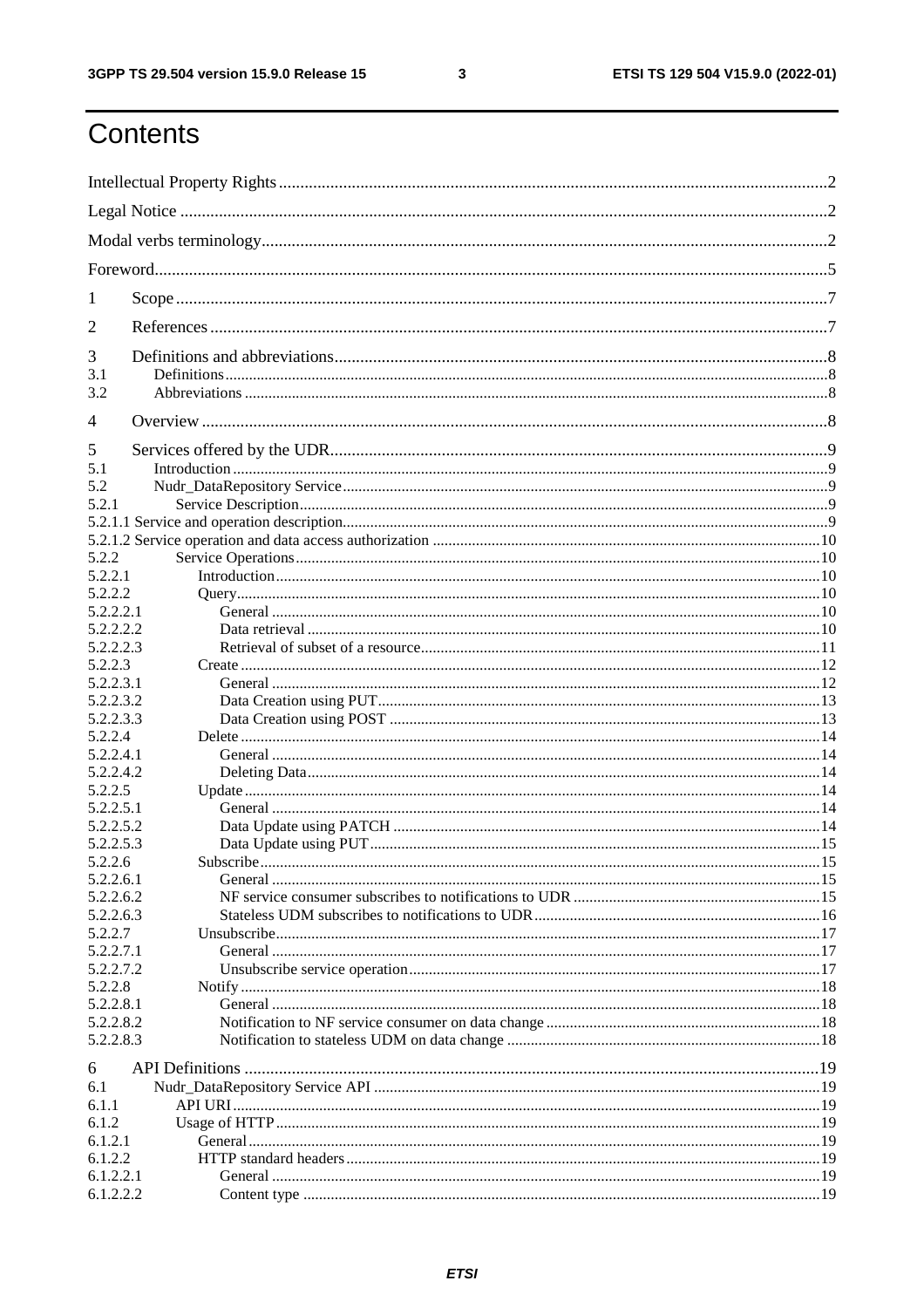# Contents

Intellectual Property Rights .......... 2

Legal Notice .......... 2

Modal verbs terminology .......... 2

Foreword .......... 5

1 Scope .......... 7

2 References .......... 7

3 Definitions and abbreviations .......... 8

3.1 Definitions .......... 8

3.2 Abbreviations .......... 8

4 Overview .......... 8

5 Services offered by the UDR .......... 9

5.1 Introduction .......... 9

5.2 Nudr_DataRepository Service .......... 9

5.2.1 Service Description .......... 9

5.2.1.1 Service and operation description .......... 9

5.2.1.2 Service operation and data access authorization .......... 10

5.2.2 Service Operations .......... 10

5.2.2.1 Introduction .......... 10

5.2.2.2 Query .......... 10

5.2.2.2.1 General .......... 10

5.2.2.2.2 Data retrieval .......... 10

5.2.2.2.3 Retrieval of subset of a resource .......... 11

5.2.2.3 Create .......... 12

5.2.2.3.1 General .......... 12

5.2.2.3.2 Data Creation using PUT .......... 13

5.2.2.3.3 Data Creation using POST .......... 13

5.2.2.4 Delete .......... 14

5.2.2.4.1 General .......... 14

5.2.2.4.2 Deleting Data .......... 14

5.2.2.5 Update .......... 14

5.2.2.5.1 General .......... 14

5.2.2.5.2 Data Update using PATCH .......... 14

5.2.2.5.3 Data Update using PUT .......... 15

5.2.2.6 Subscribe .......... 15

5.2.2.6.1 General .......... 15

5.2.2.6.2 NF service consumer subscribes to notifications to UDR .......... 15

5.2.2.6.3 Stateless UDM subscribes to notifications to UDR .......... 16

5.2.2.7 Unsubscribe .......... 17

5.2.2.7.1 General .......... 17

5.2.2.7.2 Unsubscribe service operation .......... 17

5.2.2.8 Notify .......... 18

5.2.2.8.1 General .......... 18

5.2.2.8.2 Notification to NF service consumer on data change .......... 18

5.2.2.8.3 Notification to stateless UDM on data change .......... 18

6 API Definitions .......... 19

6.1 Nudr_DataRepository Service API .......... 19

6.1.1 API URI .......... 19

6.1.2 Usage of HTTP .......... 19

6.1.2.1 General .......... 19

6.1.2.2 HTTP standard headers .......... 19

6.1.2.2.1 General .......... 19

6.1.2.2.2 Content type .......... 19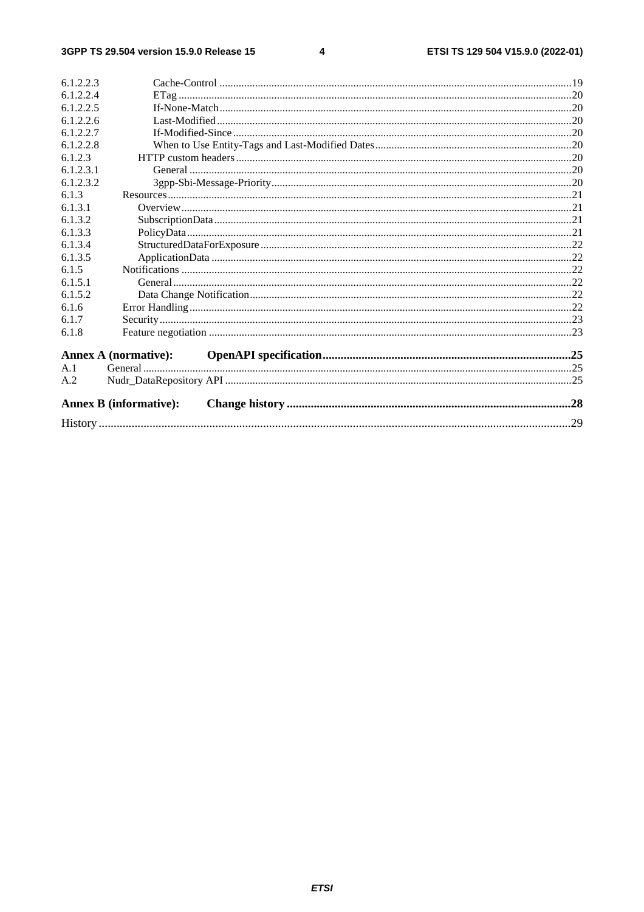6.1.2.2.3 Cache-Control ....19
6.1.2.2.4 ETag ....20
6.1.2.2.5 If-None-Match ....20
6.1.2.2.6 Last-Modified ....20
6.1.2.2.7 If-Modified-Since ....20
6.1.2.2.8 When to Use Entity-Tags and Last-Modified Dates ....20
6.1.2.3 HTTP custom headers ....20
6.1.2.3.1 General ....20
6.1.2.3.2 3gpp-Sbi-Message-Priority ....20
6.1.3 Resources ....21
6.1.3.1 Overview ....21
6.1.3.2 SubscriptionData ....21
6.1.3.3 PolicyData ....21
6.1.3.4 StructuredDataForExposure ....22
6.1.3.5 ApplicationData ....22
6.1.5 Notifications ....22
6.1.5.1 General ....22
6.1.5.2 Data Change Notification ....22
6.1.6 Error Handling ....22
6.1.7 Security ....23
6.1.8 Feature negotiation ....23

**Annex A (normative): OpenAPI specification ....25**

A.1 General ....25
A.2 Nudr_DataRepository API ....25

**Annex B (informative): Change history ....28**

History ....29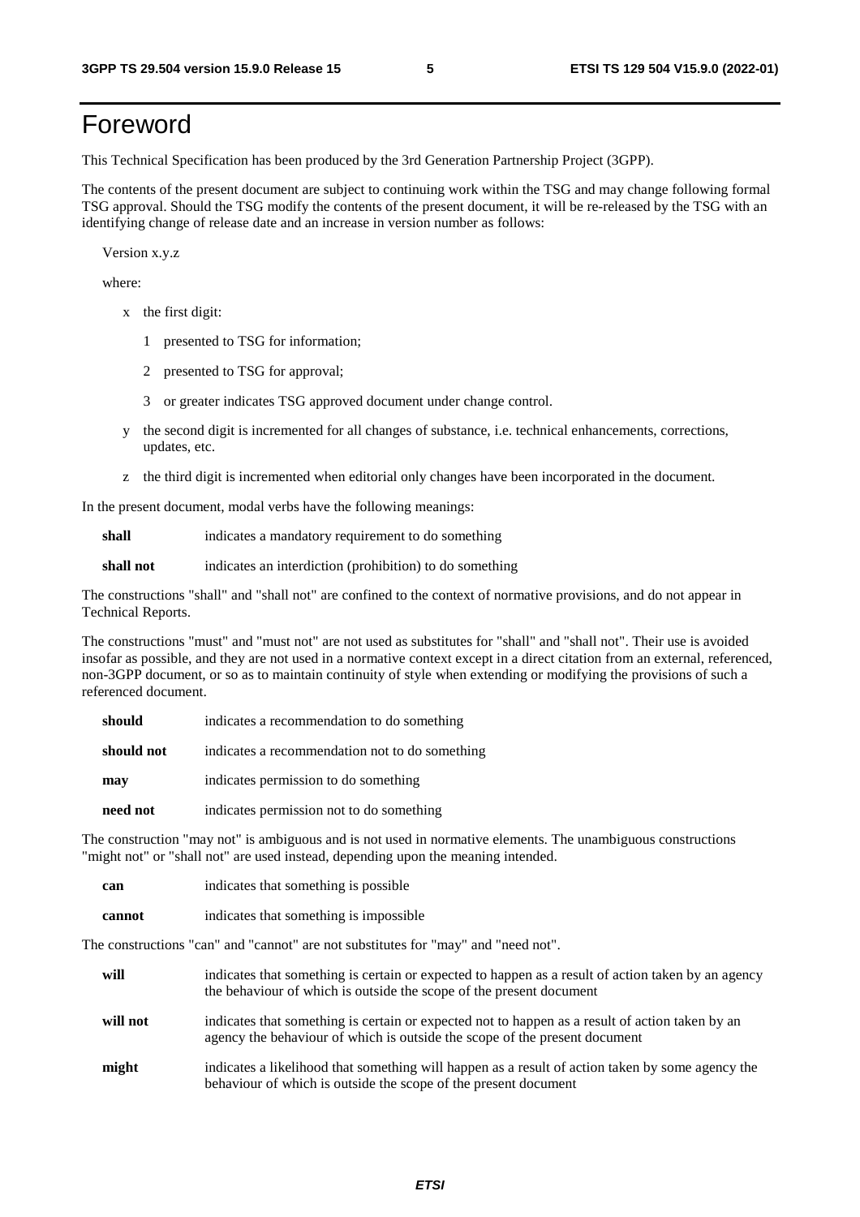# Foreword

This Technical Specification has been produced by the 3rd Generation Partnership Project (3GPP).

The contents of the present document are subject to continuing work within the TSG and may change following formal TSG approval. Should the TSG modify the contents of the present document, it will be re-released by the TSG with an identifying change of release date and an increase in version number as follows:

Version x.y.z

where:

- x the first digit:
  - 1 presented to TSG for information;
  - 2 presented to TSG for approval;
  - 3 or greater indicates TSG approved document under change control.
- y the second digit is incremented for all changes of substance, i.e. technical enhancements, corrections, updates, etc.
- z the third digit is incremented when editorial only changes have been incorporated in the document.

In the present document, modal verbs have the following meanings:

**shall** indicates a mandatory requirement to do something

**shall not** indicates an interdiction (prohibition) to do something

The constructions "shall" and "shall not" are confined to the context of normative provisions, and do not appear in Technical Reports.

The constructions "must" and "must not" are not used as substitutes for "shall" and "shall not". Their use is avoided insofar as possible, and they are not used in a normative context except in a direct citation from an external, referenced, non-3GPP document, or so as to maintain continuity of style when extending or modifying the provisions of such a referenced document.

**should** indicates a recommendation to do something

**should not** indicates a recommendation not to do something

**may** indicates permission to do something

**need not** indicates permission not to do something

The construction "may not" is ambiguous and is not used in normative elements. The unambiguous constructions "might not" or "shall not" are used instead, depending upon the meaning intended.

**can** indicates that something is possible

**cannot** indicates that something is impossible

The constructions "can" and "cannot" are not substitutes for "may" and "need not".

**will** indicates that something is certain or expected to happen as a result of action taken by an agency the behaviour of which is outside the scope of the present document

**will not** indicates that something is certain or expected not to happen as a result of action taken by an agency the behaviour of which is outside the scope of the present document

**might** indicates a likelihood that something will happen as a result of action taken by some agency the behaviour of which is outside the scope of the present document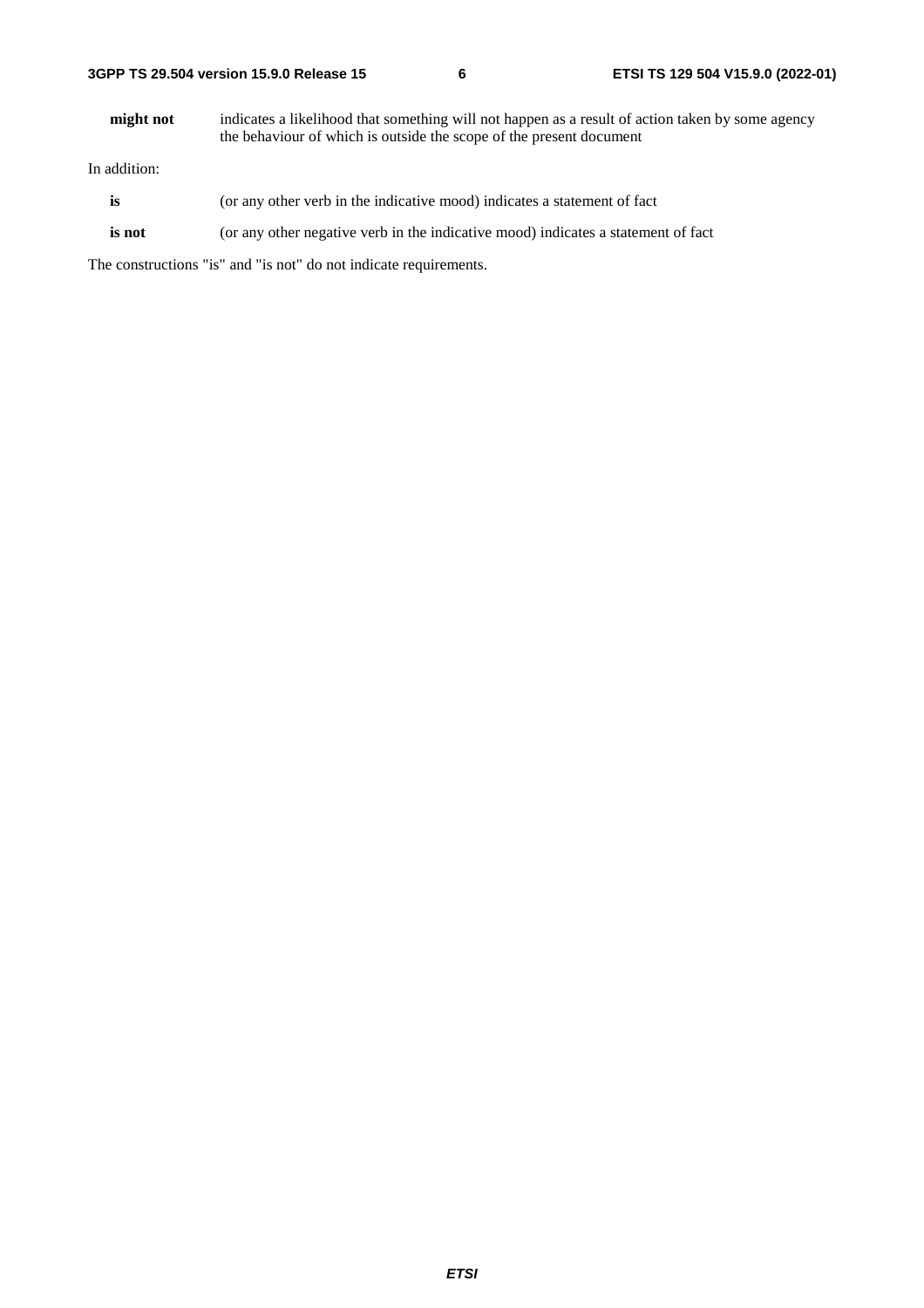**might not** indicates a likelihood that something will not happen as a result of action taken by some agency the behaviour of which is outside the scope of the present document

In addition:

**is** (or any other verb in the indicative mood) indicates a statement of fact

**is not** (or any other negative verb in the indicative mood) indicates a statement of fact

The constructions "is" and "is not" do not indicate requirements.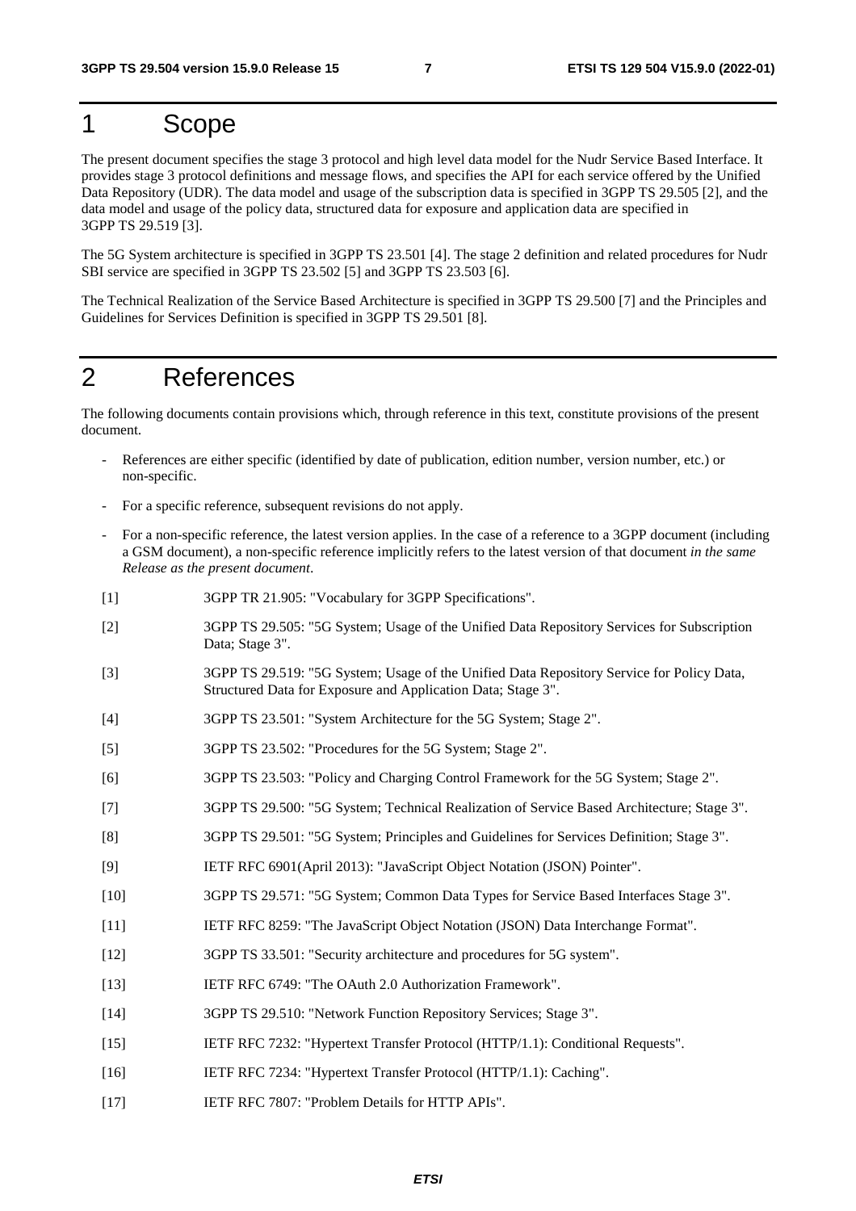# 1 Scope

The present document specifies the stage 3 protocol and high level data model for the Nudr Service Based Interface. It provides stage 3 protocol definitions and message flows, and specifies the API for each service offered by the Unified Data Repository (UDR). The data model and usage of the subscription data is specified in 3GPP TS 29.505 [2], and the data model and usage of the policy data, structured data for exposure and application data are specified in 3GPP TS 29.519 [3].

The 5G System architecture is specified in 3GPP TS 23.501 [4]. The stage 2 definition and related procedures for Nudr SBI service are specified in 3GPP TS 23.502 [5] and 3GPP TS 23.503 [6].

The Technical Realization of the Service Based Architecture is specified in 3GPP TS 29.500 [7] and the Principles and Guidelines for Services Definition is specified in 3GPP TS 29.501 [8].

# 2 References

The following documents contain provisions which, through reference in this text, constitute provisions of the present document.

- References are either specific (identified by date of publication, edition number, version number, etc.) or non-specific.
- For a specific reference, subsequent revisions do not apply.
- For a non-specific reference, the latest version applies. In the case of a reference to a 3GPP document (including a GSM document), a non-specific reference implicitly refers to the latest version of that document *in the same Release as the present document*.

[1] 3GPP TR 21.905: "Vocabulary for 3GPP Specifications".

[2] 3GPP TS 29.505: "5G System; Usage of the Unified Data Repository Services for Subscription Data; Stage 3".

[3] 3GPP TS 29.519: "5G System; Usage of the Unified Data Repository Service for Policy Data, Structured Data for Exposure and Application Data; Stage 3".

[4] 3GPP TS 23.501: "System Architecture for the 5G System; Stage 2".

[5] 3GPP TS 23.502: "Procedures for the 5G System; Stage 2".

[6] 3GPP TS 23.503: "Policy and Charging Control Framework for the 5G System; Stage 2".

[7] 3GPP TS 29.500: "5G System; Technical Realization of Service Based Architecture; Stage 3".

[8] 3GPP TS 29.501: "5G System; Principles and Guidelines for Services Definition; Stage 3".

[9] IETF RFC 6901(April 2013): "JavaScript Object Notation (JSON) Pointer".

[10] 3GPP TS 29.571: "5G System; Common Data Types for Service Based Interfaces Stage 3".

[11] IETF RFC 8259: "The JavaScript Object Notation (JSON) Data Interchange Format".

[12] 3GPP TS 33.501: "Security architecture and procedures for 5G system".

[13] IETF RFC 6749: "The OAuth 2.0 Authorization Framework".

[14] 3GPP TS 29.510: "Network Function Repository Services; Stage 3".

[15] IETF RFC 7232: "Hypertext Transfer Protocol (HTTP/1.1): Conditional Requests".

[16] IETF RFC 7234: "Hypertext Transfer Protocol (HTTP/1.1): Caching".

[17] IETF RFC 7807: "Problem Details for HTTP APIs".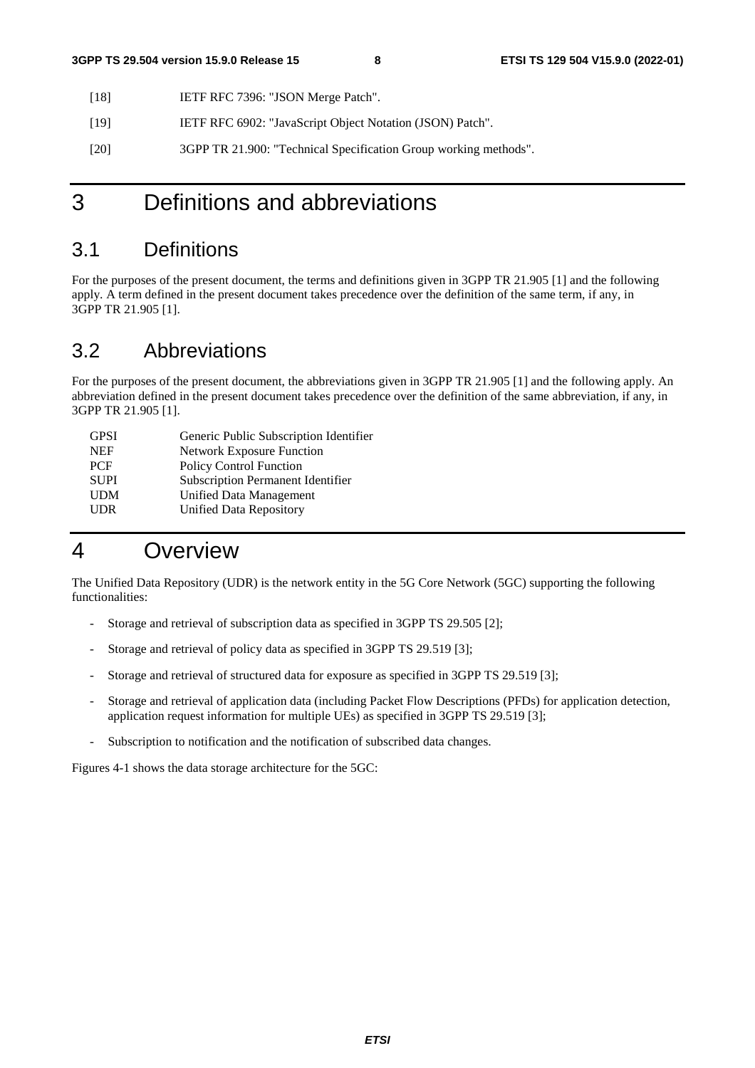[18] IETF RFC 7396: "JSON Merge Patch".

[19] IETF RFC 6902: "JavaScript Object Notation (JSON) Patch".

[20] 3GPP TR 21.900: "Technical Specification Group working methods".

# 3 Definitions and abbreviations

## 3.1 Definitions

For the purposes of the present document, the terms and definitions given in 3GPP TR 21.905 [1] and the following apply. A term defined in the present document takes precedence over the definition of the same term, if any, in 3GPP TR 21.905 [1].

## 3.2 Abbreviations

For the purposes of the present document, the abbreviations given in 3GPP TR 21.905 [1] and the following apply. An abbreviation defined in the present document takes precedence over the definition of the same abbreviation, if any, in 3GPP TR 21.905 [1].

GPSI Generic Public Subscription Identifier
NEF Network Exposure Function
PCF Policy Control Function
SUPI Subscription Permanent Identifier
UDM Unified Data Management
UDR Unified Data Repository

# 4 Overview

The Unified Data Repository (UDR) is the network entity in the 5G Core Network (5GC) supporting the following functionalities:

- Storage and retrieval of subscription data as specified in 3GPP TS 29.505 [2];
- Storage and retrieval of policy data as specified in 3GPP TS 29.519 [3];
- Storage and retrieval of structured data for exposure as specified in 3GPP TS 29.519 [3];
- Storage and retrieval of application data (including Packet Flow Descriptions (PFDs) for application detection, application request information for multiple UEs) as specified in 3GPP TS 29.519 [3];
- Subscription to notification and the notification of subscribed data changes.

Figures 4-1 shows the data storage architecture for the 5GC: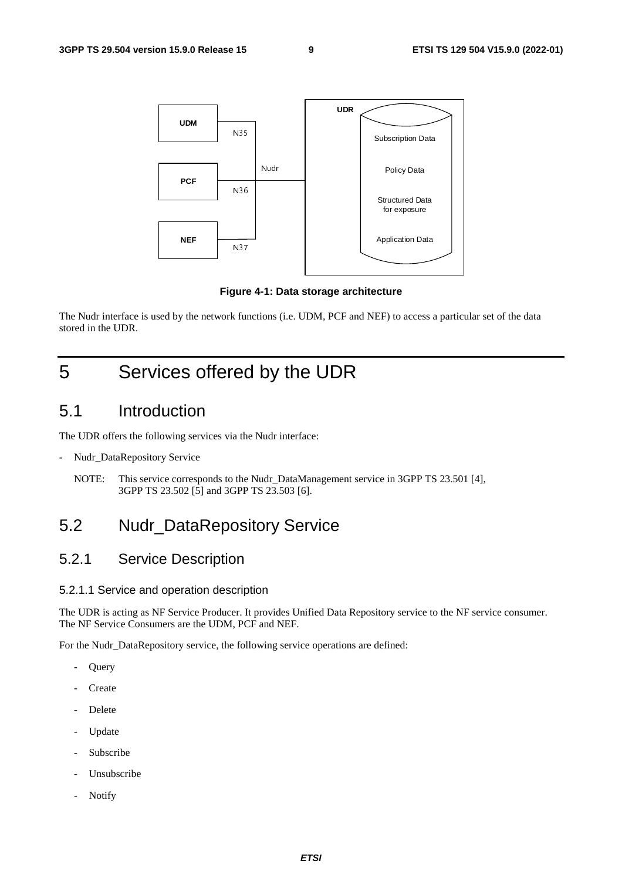Figure 4-1: Data storage architecture

The Nudr interface is used by the network functions (i.e. UDM, PCF and NEF) to access a particular set of the data stored in the UDR.

# 5 Services offered by the UDR

## 5.1 Introduction

The UDR offers the following services via the Nudr interface:

- Nudr_DataRepository Service

NOTE: This service corresponds to the Nudr_DataManagement service in 3GPP TS 23.501 [4], 3GPP TS 23.502 [5] and 3GPP TS 23.503 [6].

## 5.2 Nudr_DataRepository Service

### 5.2.1 Service Description

#### 5.2.1.1 Service and operation description

The UDR is acting as NF Service Producer. It provides Unified Data Repository service to the NF service consumer. The NF Service Consumers are the UDM, PCF and NEF.

For the Nudr_DataRepository service, the following service operations are defined:

- Query
- Create
- Delete
- Update
- Subscribe
- Unsubscribe
- Notify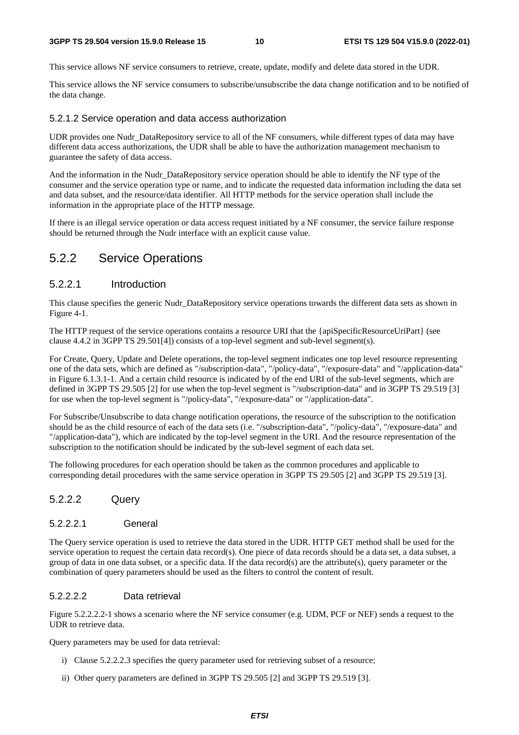This service allows NF service consumers to retrieve, create, update, modify and delete data stored in the UDR.

This service allows the NF service consumers to subscribe/unsubscribe the data change notification and to be notified of the data change.

#### 5.2.1.2 Service operation and data access authorization

UDR provides one Nudr_DataRepository service to all of the NF consumers, while different types of data may have different data access authorizations, the UDR shall be able to have the authorization management mechanism to guarantee the safety of data access.

And the information in the Nudr_DataRepository service operation should be able to identify the NF type of the consumer and the service operation type or name, and to indicate the requested data information including the data set and data subset, and the resource/data identifier. All HTTP methods for the service operation shall include the information in the appropriate place of the HTTP message.

If there is an illegal service operation or data access request initiated by a NF consumer, the service failure response should be returned through the Nudr interface with an explicit cause value.

## 5.2.2 Service Operations

### 5.2.2.1 Introduction

This clause specifies the generic Nudr_DataRepository service operations towards the different data sets as shown in Figure 4-1.

The HTTP request of the service operations contains a resource URI that the {apiSpecificResourceUriPart} (see clause 4.4.2 in 3GPP TS 29.501[4]) consists of a top-level segment and sub-level segment(s).

For Create, Query, Update and Delete operations, the top-level segment indicates one top level resource representing one of the data sets, which are defined as "/subscription-data", "/policy-data", "/exposure-data" and "/application-data" in Figure 6.1.3.1-1. And a certain child resource is indicated by of the end URI of the sub-level segments, which are defined in 3GPP TS 29.505 [2] for use when the top-level segment is "/subscription-data" and in 3GPP TS 29.519 [3] for use when the top-level segment is "/policy-data", "/exposure-data" or "/application-data".

For Subscribe/Unsubscribe to data change notification operations, the resource of the subscription to the notification should be as the child resource of each of the data sets (i.e. "/subscription-data", "/policy-data", "/exposure-data" and "/application-data"), which are indicated by the top-level segment in the URI. And the resource representation of the subscription to the notification should be indicated by the sub-level segment of each data set.

The following procedures for each operation should be taken as the common procedures and applicable to corresponding detail procedures with the same service operation in 3GPP TS 29.505 [2] and 3GPP TS 29.519 [3].

### 5.2.2.2 Query

#### 5.2.2.2.1 General

The Query service operation is used to retrieve the data stored in the UDR. HTTP GET method shall be used for the service operation to request the certain data record(s). One piece of data records should be a data set, a data subset, a group of data in one data subset, or a specific data. If the data record(s) are the attribute(s), query parameter or the combination of query parameters should be used as the filters to control the content of result.

#### 5.2.2.2.2 Data retrieval

Figure 5.2.2.2.2-1 shows a scenario where the NF service consumer (e.g. UDM, PCF or NEF) sends a request to the UDR to retrieve data.

Query parameters may be used for data retrieval:

i) Clause 5.2.2.2.3 specifies the query parameter used for retrieving subset of a resource;

ii) Other query parameters are defined in 3GPP TS 29.505 [2] and 3GPP TS 29.519 [3].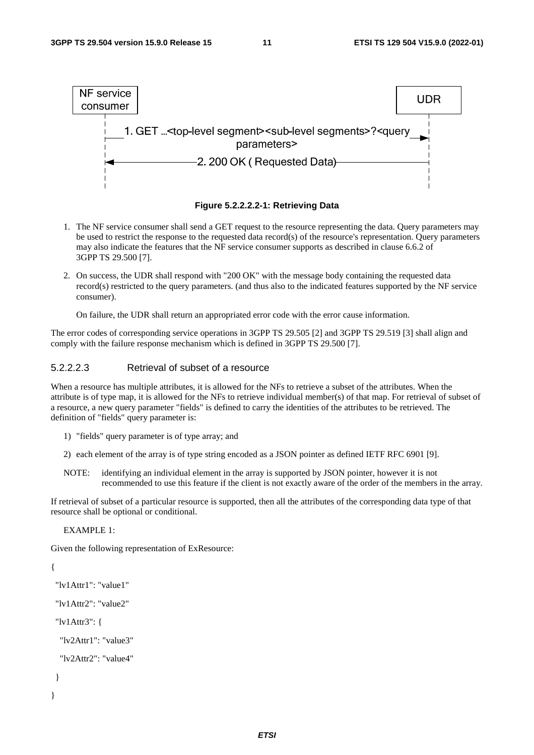NF service consumer → UDR: 1. GET ...<top-level segment><sub-level segments>?<query parameters>

UDR → NF service consumer: 2. 200 OK ( Requested Data)

**Figure 5.2.2.2.2-1: Retrieving Data**

1. The NF service consumer shall send a GET request to the resource representing the data. Query parameters may be used to restrict the response to the requested data record(s) of the resource's representation. Query parameters may also indicate the features that the NF service consumer supports as described in clause 6.6.2 of 3GPP TS 29.500 [7].

2. On success, the UDR shall respond with "200 OK" with the message body containing the requested data record(s) restricted to the query parameters. (and thus also to the indicated features supported by the NF service consumer).

   On failure, the UDR shall return an appropriated error code with the error cause information.

The error codes of corresponding service operations in 3GPP TS 29.505 [2] and 3GPP TS 29.519 [3] shall align and comply with the failure response mechanism which is defined in 3GPP TS 29.500 [7].

#### 5.2.2.2.3 Retrieval of subset of a resource

When a resource has multiple attributes, it is allowed for the NFs to retrieve a subset of the attributes. When the attribute is of type map, it is allowed for the NFs to retrieve individual member(s) of that map. For retrieval of subset of a resource, a new query parameter "fields" is defined to carry the identities of the attributes to be retrieved. The definition of "fields" query parameter is:

1) "fields" query parameter is of type array; and

2) each element of the array is of type string encoded as a JSON pointer as defined IETF RFC 6901 [9].

NOTE: identifying an individual element in the array is supported by JSON pointer, however it is not recommended to use this feature if the client is not exactly aware of the order of the members in the array.

If retrieval of subset of a particular resource is supported, then all the attributes of the corresponding data type of that resource shall be optional or conditional.

EXAMPLE 1:

Given the following representation of ExResource:

```
{
  "lv1Attr1": "value1"
  "lv1Attr2": "value2"
  "lv1Attr3": {
    "lv2Attr1": "value3"
    "lv2Attr2": "value4"
  }
}
```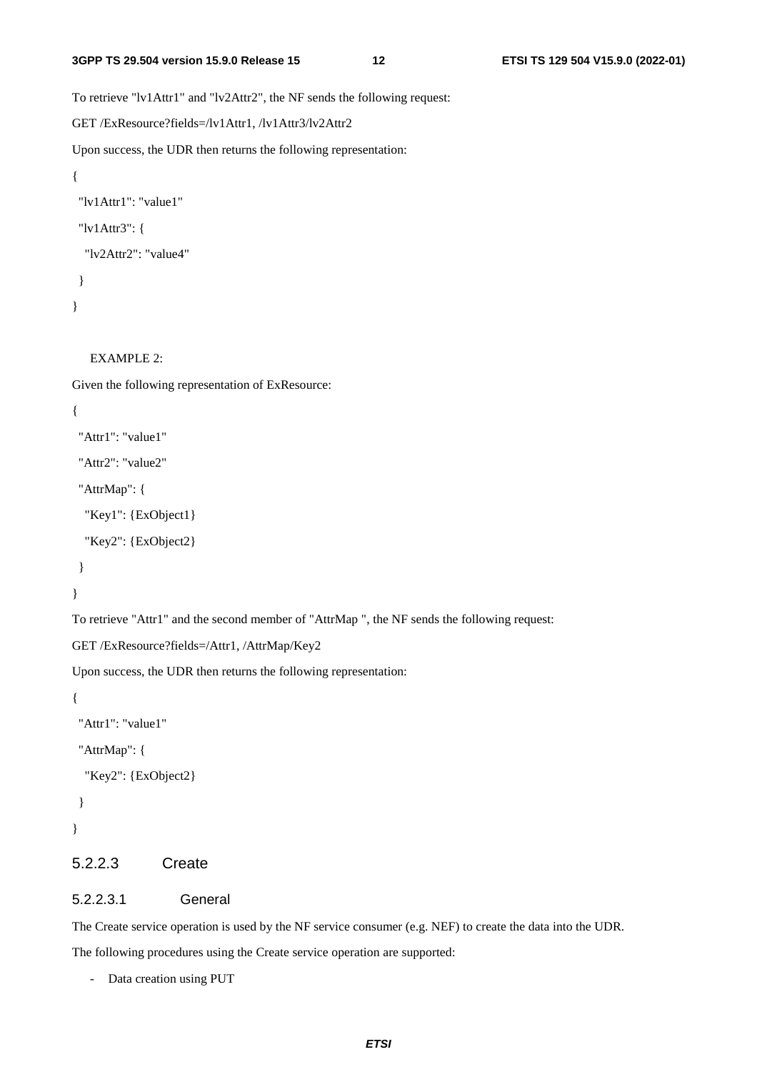To retrieve "lv1Attr1" and "lv2Attr2", the NF sends the following request:

GET /ExResource?fields=/lv1Attr1, /lv1Attr3/lv2Attr2

Upon success, the UDR then returns the following representation:

```
{
  "lv1Attr1": "value1"
  "lv1Attr3": {
    "lv2Attr2": "value4"
  }
}
```

EXAMPLE 2:

Given the following representation of ExResource:

```
{
  "Attr1": "value1"
  "Attr2": "value2"
  "AttrMap": {
    "Key1": {ExObject1}
    "Key2": {ExObject2}
  }
}
```

To retrieve "Attr1" and the second member of "AttrMap ", the NF sends the following request:

GET /ExResource?fields=/Attr1, /AttrMap/Key2

Upon success, the UDR then returns the following representation:

```
{
  "Attr1": "value1"
  "AttrMap": {
    "Key2": {ExObject2}
  }
}
```

#### 5.2.2.3 Create

##### 5.2.2.3.1 General

The Create service operation is used by the NF service consumer (e.g. NEF) to create the data into the UDR.

The following procedures using the Create service operation are supported:

- Data creation using PUT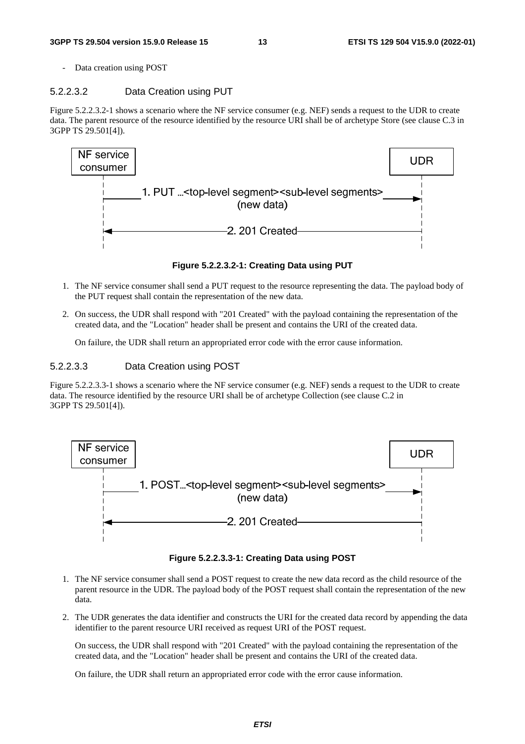- Data creation using POST

#### 5.2.2.3.2 Data Creation using PUT

Figure 5.2.2.3.2-1 shows a scenario where the NF service consumer (e.g. NEF) sends a request to the UDR to create data. The parent resource of the resource identified by the resource URI shall be of archetype Store (see clause C.3 in 3GPP TS 29.501[4]).

```
NF service consumer                                              UDR
        |                                                         |
        |--1. PUT ...<top-level segment><sub-level segments>----->|
        |                     (new data)                          |
        |                                                         |
        |<--------------------2. 201 Created----------------------|
        |                                                         |
```

**Figure 5.2.2.3.2-1: Creating Data using PUT**

1. The NF service consumer shall send a PUT request to the resource representing the data. The payload body of the PUT request shall contain the representation of the new data.

2. On success, the UDR shall respond with "201 Created" with the payload containing the representation of the created data, and the "Location" header shall be present and contains the URI of the created data.

   On failure, the UDR shall return an appropriated error code with the error cause information.

#### 5.2.2.3.3 Data Creation using POST

Figure 5.2.2.3.3-1 shows a scenario where the NF service consumer (e.g. NEF) sends a request to the UDR to create data. The resource identified by the resource URI shall be of archetype Collection (see clause C.2 in 3GPP TS 29.501[4]).

```
NF service consumer                                              UDR
        |                                                         |
        |--1. POST...<top-level segment><sub-level segments>----->|
        |                     (new data)                          |
        |                                                         |
        |<--------------------2. 201 Created----------------------|
        |                                                         |
```

**Figure 5.2.2.3.3-1: Creating Data using POST**

1. The NF service consumer shall send a POST request to create the new data record as the child resource of the parent resource in the UDR. The payload body of the POST request shall contain the representation of the new data.

2. The UDR generates the data identifier and constructs the URI for the created data record by appending the data identifier to the parent resource URI received as request URI of the POST request.

   On success, the UDR shall respond with "201 Created" with the payload containing the representation of the created data, and the "Location" header shall be present and contains the URI of the created data.

   On failure, the UDR shall return an appropriated error code with the error cause information.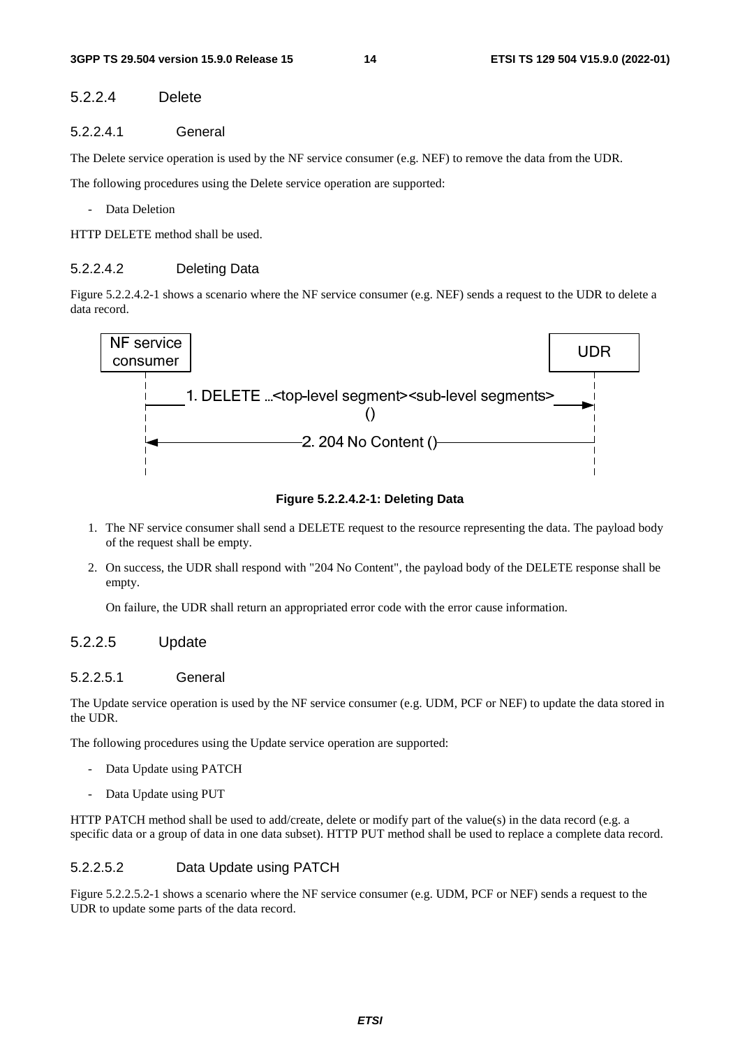#### 5.2.2.4 Delete

##### 5.2.2.4.1 General

The Delete service operation is used by the NF service consumer (e.g. NEF) to remove the data from the UDR.

The following procedures using the Delete service operation are supported:

- Data Deletion

HTTP DELETE method shall be used.

##### 5.2.2.4.2 Deleting Data

Figure 5.2.2.4.2-1 shows a scenario where the NF service consumer (e.g. NEF) sends a request to the UDR to delete a data record.

NF service consumer → UDR: 1. DELETE ...<top-level segment><sub-level segments> ()

UDR → NF service consumer: 2. 204 No Content ()

**Figure 5.2.2.4.2-1: Deleting Data**

1. The NF service consumer shall send a DELETE request to the resource representing the data. The payload body of the request shall be empty.
2. On success, the UDR shall respond with "204 No Content", the payload body of the DELETE response shall be empty.

   On failure, the UDR shall return an appropriated error code with the error cause information.

#### 5.2.2.5 Update

##### 5.2.2.5.1 General

The Update service operation is used by the NF service consumer (e.g. UDM, PCF or NEF) to update the data stored in the UDR.

The following procedures using the Update service operation are supported:

- Data Update using PATCH
- Data Update using PUT

HTTP PATCH method shall be used to add/create, delete or modify part of the value(s) in the data record (e.g. a specific data or a group of data in one data subset). HTTP PUT method shall be used to replace a complete data record.

##### 5.2.2.5.2 Data Update using PATCH

Figure 5.2.2.5.2-1 shows a scenario where the NF service consumer (e.g. UDM, PCF or NEF) sends a request to the UDR to update some parts of the data record.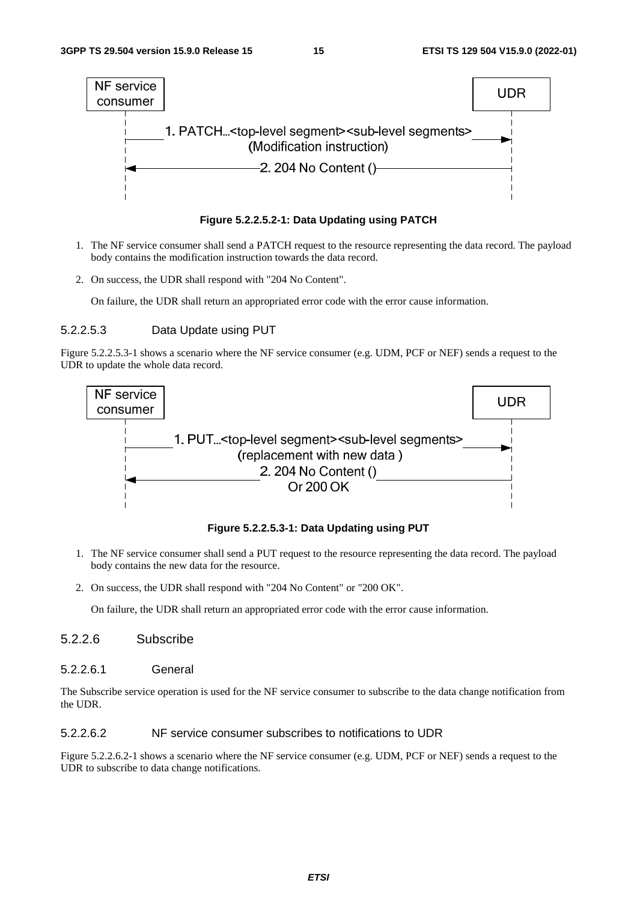Figure 5.2.2.5.2-1: Data Updating using PATCH

1. The NF service consumer shall send a PATCH request to the resource representing the data record. The payload body contains the modification instruction towards the data record.
2. On success, the UDR shall respond with "204 No Content".

   On failure, the UDR shall return an appropriated error code with the error cause information.

#### 5.2.2.5.3 Data Update using PUT

Figure 5.2.2.5.3-1 shows a scenario where the NF service consumer (e.g. UDM, PCF or NEF) sends a request to the UDR to update the whole data record.

Figure 5.2.2.5.3-1: Data Updating using PUT

1. The NF service consumer shall send a PUT request to the resource representing the data record. The payload body contains the new data for the resource.
2. On success, the UDR shall respond with "204 No Content" or "200 OK".

   On failure, the UDR shall return an appropriated error code with the error cause information.

### 5.2.2.6 Subscribe

#### 5.2.2.6.1 General

The Subscribe service operation is used for the NF service consumer to subscribe to the data change notification from the UDR.

#### 5.2.2.6.2 NF service consumer subscribes to notifications to UDR

Figure 5.2.2.6.2-1 shows a scenario where the NF service consumer (e.g. UDM, PCF or NEF) sends a request to the UDR to subscribe to data change notifications.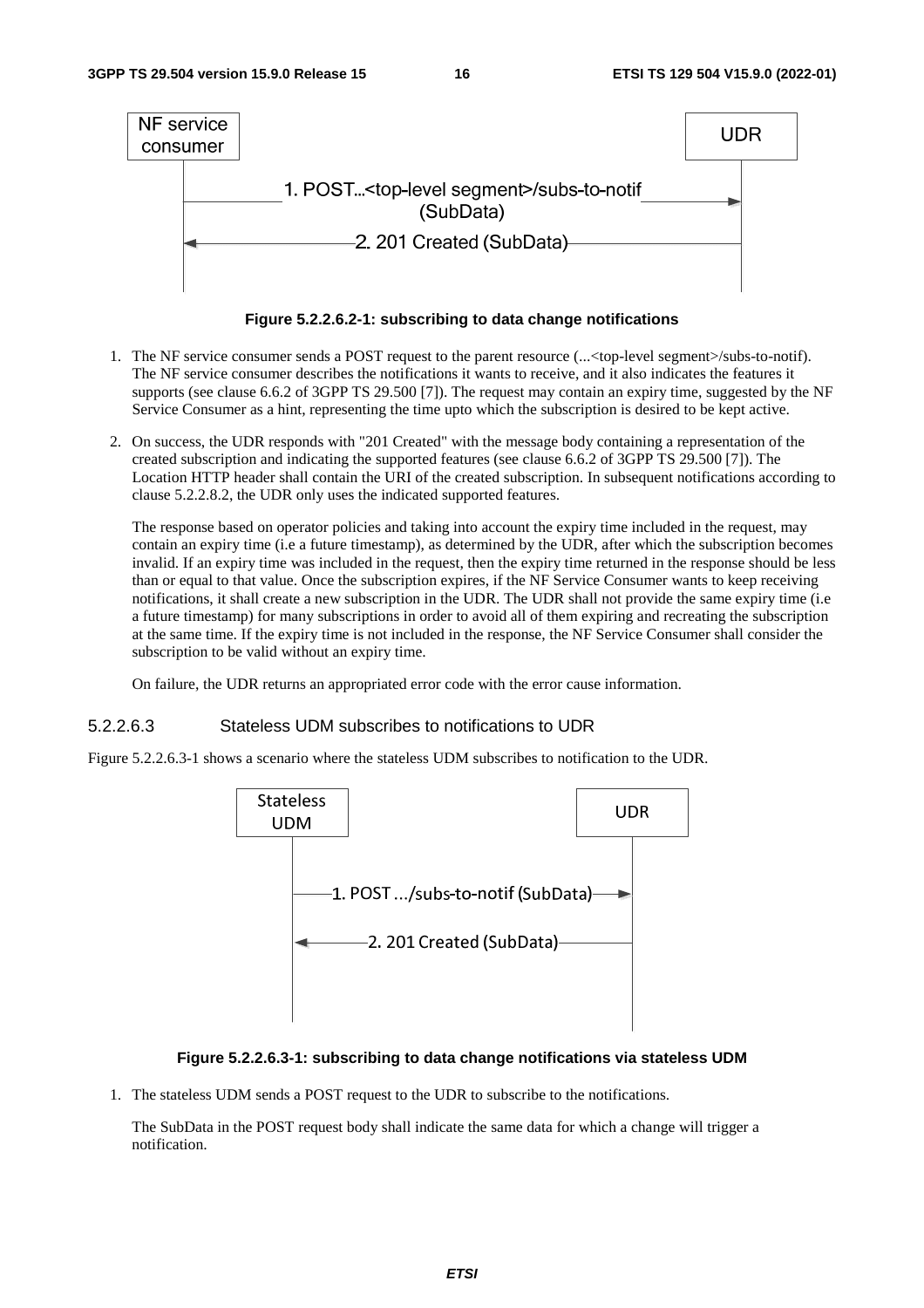Figure 5.2.2.6.2-1: subscribing to data change notifications

1. The NF service consumer sends a POST request to the parent resource (...<top-level segment>/subs-to-notif). The NF service consumer describes the notifications it wants to receive, and it also indicates the features it supports (see clause 6.6.2 of 3GPP TS 29.500 [7]). The request may contain an expiry time, suggested by the NF Service Consumer as a hint, representing the time upto which the subscription is desired to be kept active.

2. On success, the UDR responds with "201 Created" with the message body containing a representation of the created subscription and indicating the supported features (see clause 6.6.2 of 3GPP TS 29.500 [7]). The Location HTTP header shall contain the URI of the created subscription. In subsequent notifications according to clause 5.2.2.8.2, the UDR only uses the indicated supported features.

   The response based on operator policies and taking into account the expiry time included in the request, may contain an expiry time (i.e a future timestamp), as determined by the UDR, after which the subscription becomes invalid. If an expiry time was included in the request, then the expiry time returned in the response should be less than or equal to that value. Once the subscription expires, if the NF Service Consumer wants to keep receiving notifications, it shall create a new subscription in the UDR. The UDR shall not provide the same expiry time (i.e a future timestamp) for many subscriptions in order to avoid all of them expiring and recreating the subscription at the same time. If the expiry time is not included in the response, the NF Service Consumer shall consider the subscription to be valid without an expiry time.

   On failure, the UDR returns an appropriated error code with the error cause information.

#### 5.2.2.6.3 Stateless UDM subscribes to notifications to UDR

Figure 5.2.2.6.3-1 shows a scenario where the stateless UDM subscribes to notification to the UDR.

Figure 5.2.2.6.3-1: subscribing to data change notifications via stateless UDM

1. The stateless UDM sends a POST request to the UDR to subscribe to the notifications.

   The SubData in the POST request body shall indicate the same data for which a change will trigger a notification.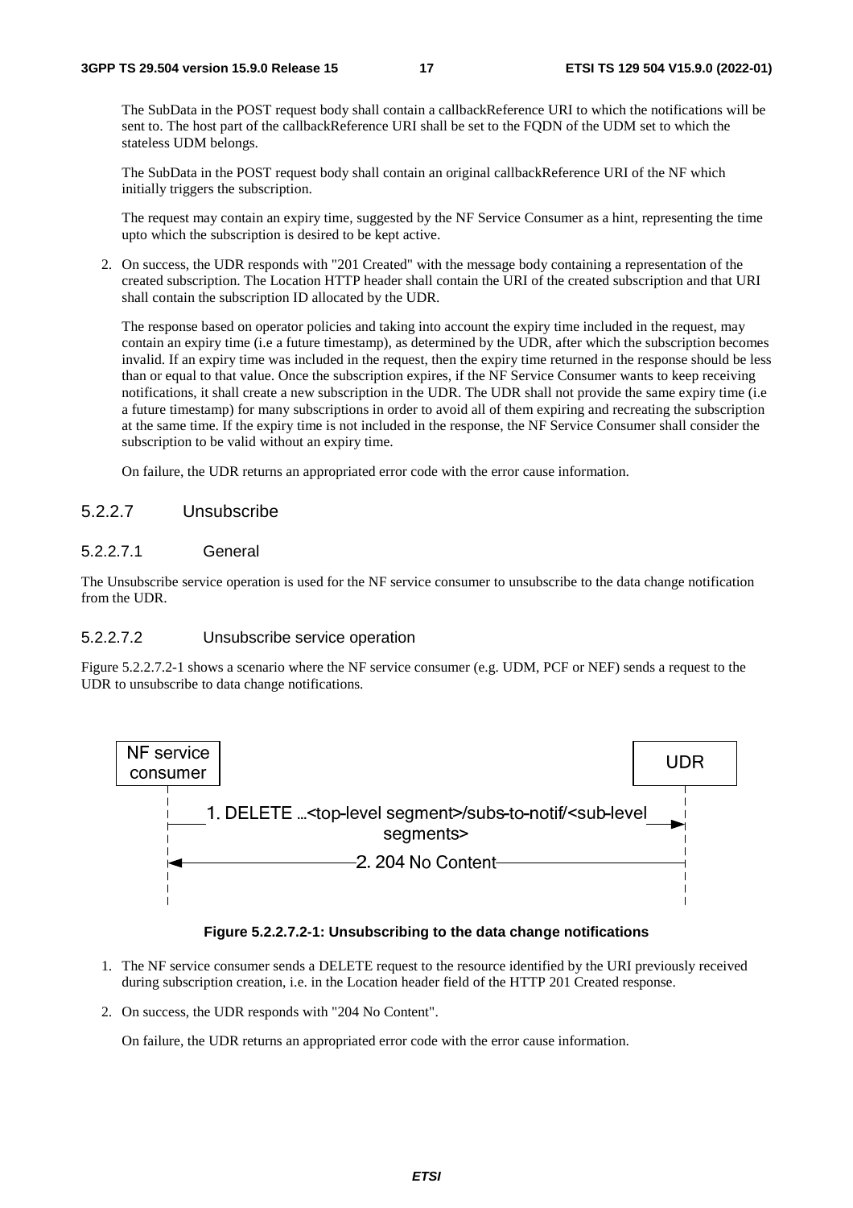The SubData in the POST request body shall contain a callbackReference URI to which the notifications will be sent to. The host part of the callbackReference URI shall be set to the FQDN of the UDM set to which the stateless UDM belongs.

The SubData in the POST request body shall contain an original callbackReference URI of the NF which initially triggers the subscription.

The request may contain an expiry time, suggested by the NF Service Consumer as a hint, representing the time upto which the subscription is desired to be kept active.

2. On success, the UDR responds with "201 Created" with the message body containing a representation of the created subscription. The Location HTTP header shall contain the URI of the created subscription and that URI shall contain the subscription ID allocated by the UDR.

   The response based on operator policies and taking into account the expiry time included in the request, may contain an expiry time (i.e a future timestamp), as determined by the UDR, after which the subscription becomes invalid. If an expiry time was included in the request, then the expiry time returned in the response should be less than or equal to that value. Once the subscription expires, if the NF Service Consumer wants to keep receiving notifications, it shall create a new subscription in the UDR. The UDR shall not provide the same expiry time (i.e a future timestamp) for many subscriptions in order to avoid all of them expiring and recreating the subscription at the same time. If the expiry time is not included in the response, the NF Service Consumer shall consider the subscription to be valid without an expiry time.

   On failure, the UDR returns an appropriated error code with the error cause information.

#### 5.2.2.7 Unsubscribe

##### 5.2.2.7.1 General

The Unsubscribe service operation is used for the NF service consumer to unsubscribe to the data change notification from the UDR.

##### 5.2.2.7.2 Unsubscribe service operation

Figure 5.2.2.7.2-1 shows a scenario where the NF service consumer (e.g. UDM, PCF or NEF) sends a request to the UDR to unsubscribe to data change notifications.

NF service consumer → UDR: 1. DELETE …<top-level segment>/subs-to-notif/<sub-level segments>

UDR → NF service consumer: 2. 204 No Content

**Figure 5.2.2.7.2-1: Unsubscribing to the data change notifications**

1. The NF service consumer sends a DELETE request to the resource identified by the URI previously received during subscription creation, i.e. in the Location header field of the HTTP 201 Created response.

2. On success, the UDR responds with "204 No Content".

   On failure, the UDR returns an appropriated error code with the error cause information.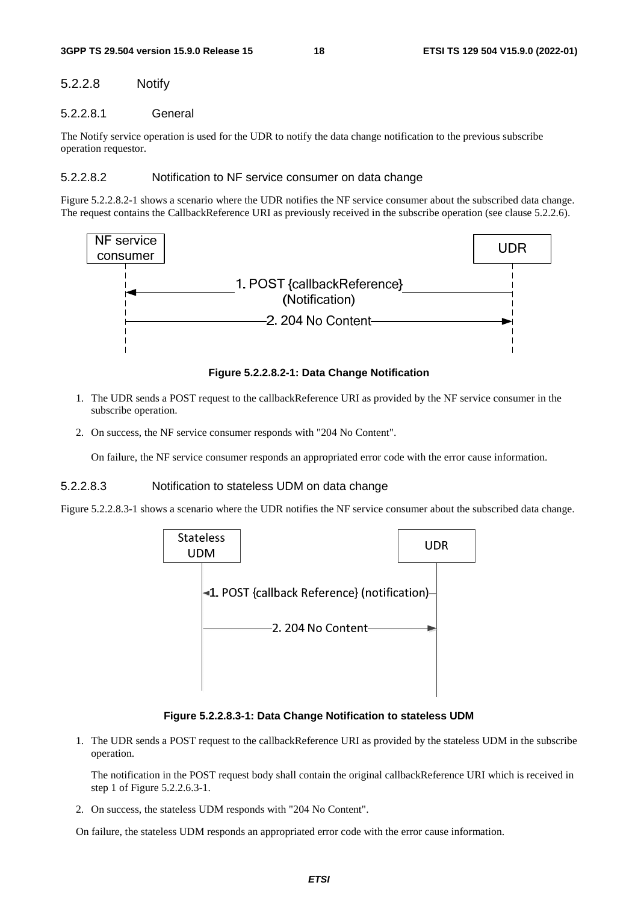#### 5.2.2.8 Notify

##### 5.2.2.8.1 General

The Notify service operation is used for the UDR to notify the data change notification to the previous subscribe operation requestor.

##### 5.2.2.8.2 Notification to NF service consumer on data change

Figure 5.2.2.8.2-1 shows a scenario where the UDR notifies the NF service consumer about the subscribed data change. The request contains the CallbackReference URI as previously received in the subscribe operation (see clause 5.2.2.6).

**Figure 5.2.2.8.2-1: Data Change Notification**

1. The UDR sends a POST request to the callbackReference URI as provided by the NF service consumer in the subscribe operation.

2. On success, the NF service consumer responds with "204 No Content".

   On failure, the NF service consumer responds an appropriated error code with the error cause information.

##### 5.2.2.8.3 Notification to stateless UDM on data change

Figure 5.2.2.8.3-1 shows a scenario where the UDR notifies the NF service consumer about the subscribed data change.

**Figure 5.2.2.8.3-1: Data Change Notification to stateless UDM**

1. The UDR sends a POST request to the callbackReference URI as provided by the stateless UDM in the subscribe operation.

   The notification in the POST request body shall contain the original callbackReference URI which is received in step 1 of Figure 5.2.2.6.3-1.

2. On success, the stateless UDM responds with "204 No Content".

On failure, the stateless UDM responds an appropriated error code with the error cause information.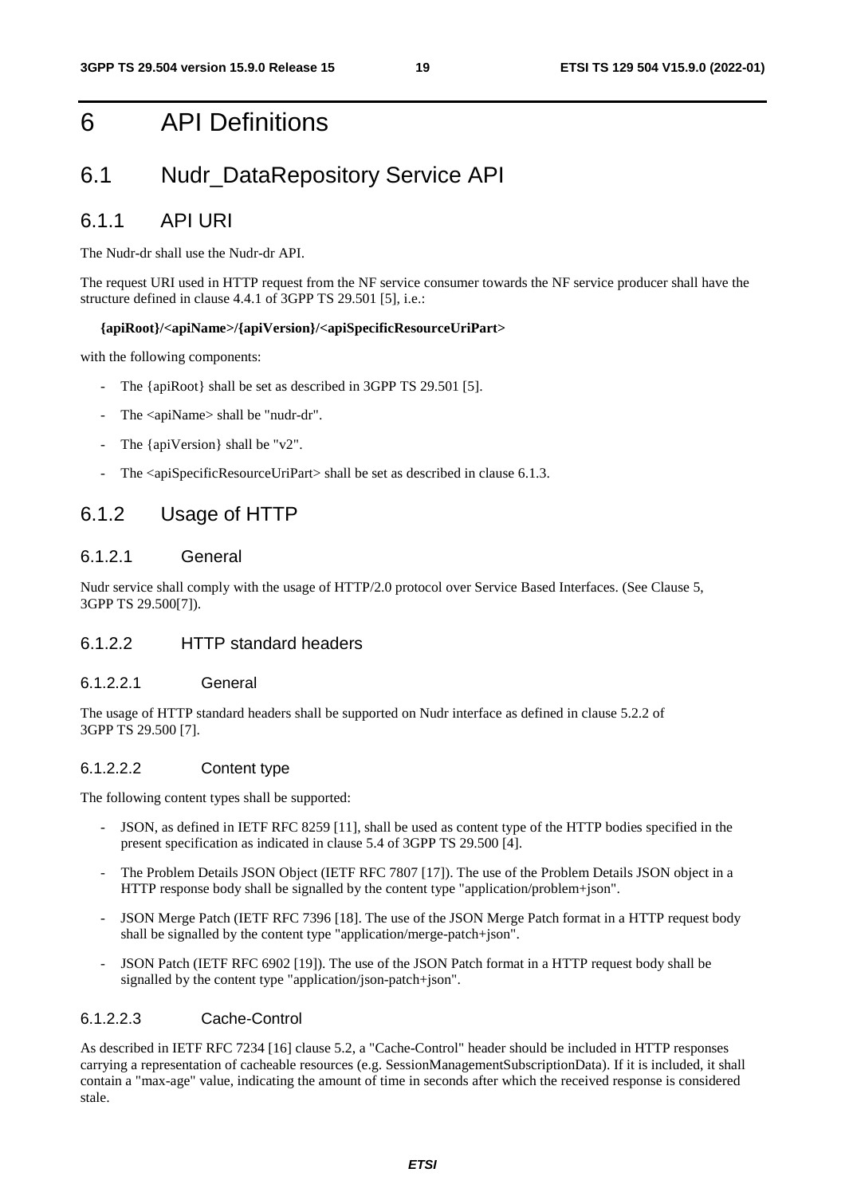# 6 API Definitions

## 6.1 Nudr_DataRepository Service API

### 6.1.1 API URI

The Nudr-dr shall use the Nudr-dr API.

The request URI used in HTTP request from the NF service consumer towards the NF service producer shall have the structure defined in clause 4.4.1 of 3GPP TS 29.501 [5], i.e.:

**{apiRoot}/<apiName>/{apiVersion}/<apiSpecificResourceUriPart>**

with the following components:

- The {apiRoot} shall be set as described in 3GPP TS 29.501 [5].
- The <apiName> shall be "nudr-dr".
- The {apiVersion} shall be "v2".
- The <apiSpecificResourceUriPart> shall be set as described in clause 6.1.3.

### 6.1.2 Usage of HTTP

#### 6.1.2.1 General

Nudr service shall comply with the usage of HTTP/2.0 protocol over Service Based Interfaces. (See Clause 5, 3GPP TS 29.500[7]).

#### 6.1.2.2 HTTP standard headers

##### 6.1.2.2.1 General

The usage of HTTP standard headers shall be supported on Nudr interface as defined in clause 5.2.2 of 3GPP TS 29.500 [7].

##### 6.1.2.2.2 Content type

The following content types shall be supported:

- JSON, as defined in IETF RFC 8259 [11], shall be used as content type of the HTTP bodies specified in the present specification as indicated in clause 5.4 of 3GPP TS 29.500 [4].
- The Problem Details JSON Object (IETF RFC 7807 [17]). The use of the Problem Details JSON object in a HTTP response body shall be signalled by the content type "application/problem+json".
- JSON Merge Patch (IETF RFC 7396 [18]. The use of the JSON Merge Patch format in a HTTP request body shall be signalled by the content type "application/merge-patch+json".
- JSON Patch (IETF RFC 6902 [19]). The use of the JSON Patch format in a HTTP request body shall be signalled by the content type "application/json-patch+json".

##### 6.1.2.2.3 Cache-Control

As described in IETF RFC 7234 [16] clause 5.2, a "Cache-Control" header should be included in HTTP responses carrying a representation of cacheable resources (e.g. SessionManagementSubscriptionData). If it is included, it shall contain a "max-age" value, indicating the amount of time in seconds after which the received response is considered stale.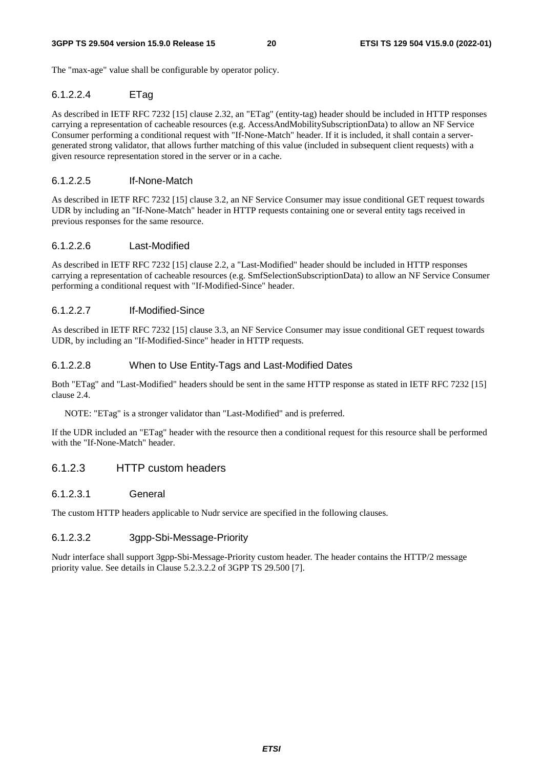The "max-age" value shall be configurable by operator policy.

#### 6.1.2.2.4 ETag

As described in IETF RFC 7232 [15] clause 2.32, an "ETag" (entity-tag) header should be included in HTTP responses carrying a representation of cacheable resources (e.g. AccessAndMobilitySubscriptionData) to allow an NF Service Consumer performing a conditional request with "If-None-Match" header. If it is included, it shall contain a server-generated strong validator, that allows further matching of this value (included in subsequent client requests) with a given resource representation stored in the server or in a cache.

#### 6.1.2.2.5 If-None-Match

As described in IETF RFC 7232 [15] clause 3.2, an NF Service Consumer may issue conditional GET request towards UDR by including an "If-None-Match" header in HTTP requests containing one or several entity tags received in previous responses for the same resource.

#### 6.1.2.2.6 Last-Modified

As described in IETF RFC 7232 [15] clause 2.2, a "Last-Modified" header should be included in HTTP responses carrying a representation of cacheable resources (e.g. SmfSelectionSubscriptionData) to allow an NF Service Consumer performing a conditional request with "If-Modified-Since" header.

#### 6.1.2.2.7 If-Modified-Since

As described in IETF RFC 7232 [15] clause 3.3, an NF Service Consumer may issue conditional GET request towards UDR, by including an "If-Modified-Since" header in HTTP requests.

#### 6.1.2.2.8 When to Use Entity-Tags and Last-Modified Dates

Both "ETag" and "Last-Modified" headers should be sent in the same HTTP response as stated in IETF RFC 7232 [15] clause 2.4.

NOTE: "ETag" is a stronger validator than "Last-Modified" and is preferred.

If the UDR included an "ETag" header with the resource then a conditional request for this resource shall be performed with the "If-None-Match" header.

### 6.1.2.3 HTTP custom headers

#### 6.1.2.3.1 General

The custom HTTP headers applicable to Nudr service are specified in the following clauses.

#### 6.1.2.3.2 3gpp-Sbi-Message-Priority

Nudr interface shall support 3gpp-Sbi-Message-Priority custom header. The header contains the HTTP/2 message priority value. See details in Clause 5.2.3.2.2 of 3GPP TS 29.500 [7].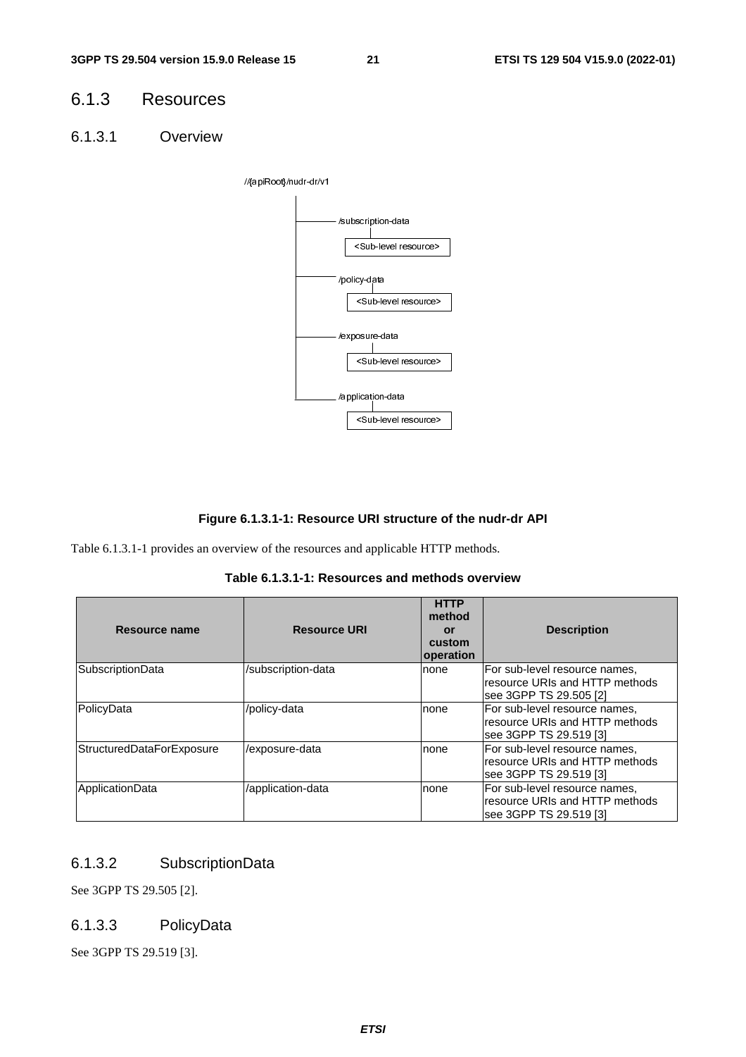## 6.1.3 Resources

### 6.1.3.1 Overview

```
//{apiRoot}/nudr-dr/v1
    |
    |------ /subscription-data
    |            |
    |        <Sub-level resource>
    |
    |------ /policy-data
    |            |
    |        <Sub-level resource>
    |
    |------ /exposure-data
    |            |
    |        <Sub-level resource>
    |
    |------ /application-data
                 |
             <Sub-level resource>
```

**Figure 6.1.3.1-1: Resource URI structure of the nudr-dr API**

Table 6.1.3.1-1 provides an overview of the resources and applicable HTTP methods.

**Table 6.1.3.1-1: Resources and methods overview**

| Resource name | Resource URI | HTTP method or custom operation | Description |
| --- | --- | --- | --- |
| SubscriptionData | /subscription-data | none | For sub-level resource names, resource URIs and HTTP methods see 3GPP TS 29.505 [2] |
| PolicyData | /policy-data | none | For sub-level resource names, resource URIs and HTTP methods see 3GPP TS 29.519 [3] |
| StructuredDataForExposure | /exposure-data | none | For sub-level resource names, resource URIs and HTTP methods see 3GPP TS 29.519 [3] |
| ApplicationData | /application-data | none | For sub-level resource names, resource URIs and HTTP methods see 3GPP TS 29.519 [3] |

### 6.1.3.2 SubscriptionData

See 3GPP TS 29.505 [2].

### 6.1.3.3 PolicyData

See 3GPP TS 29.519 [3].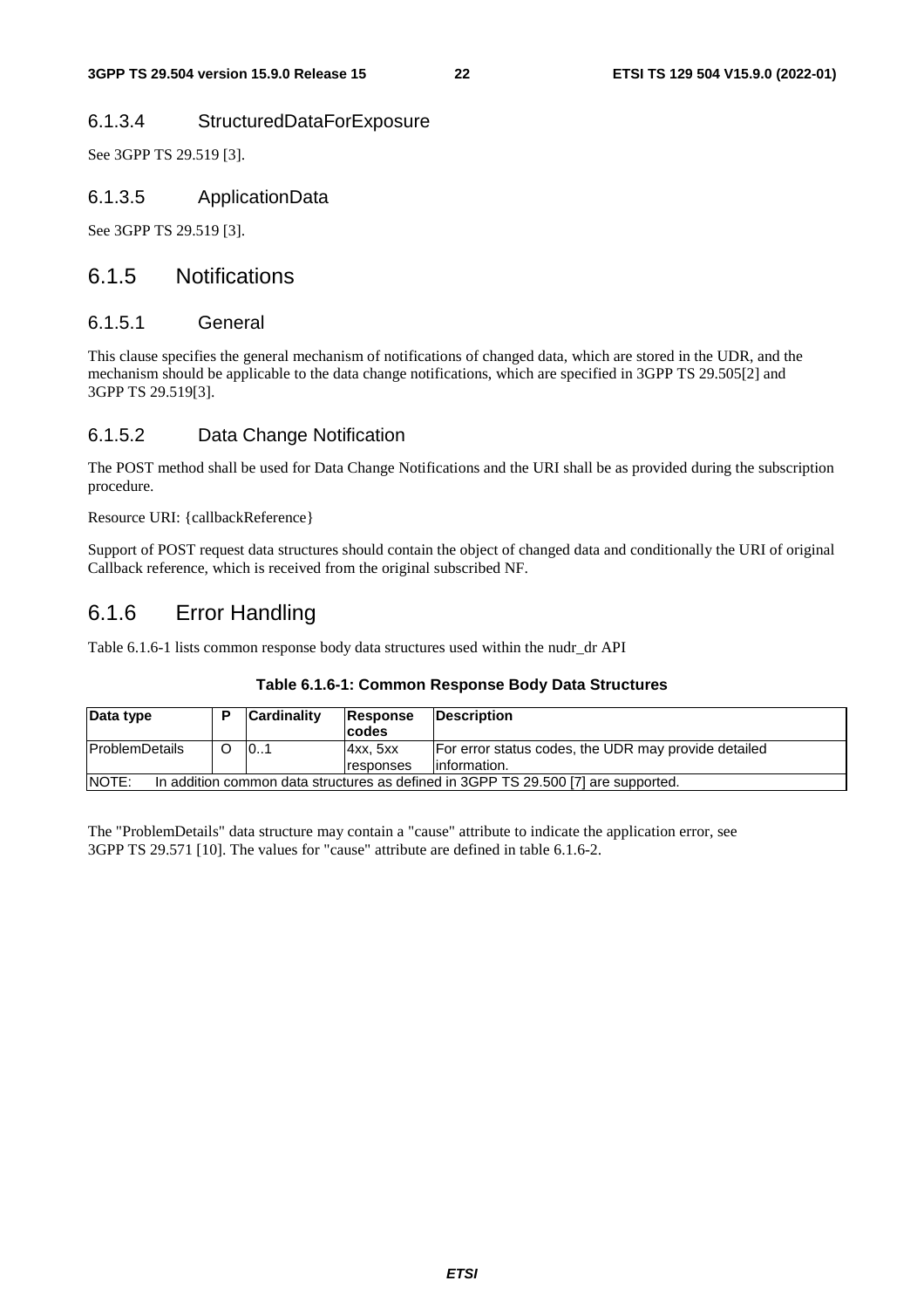#### 6.1.3.4 StructuredDataForExposure

See 3GPP TS 29.519 [3].

#### 6.1.3.5 ApplicationData

See 3GPP TS 29.519 [3].

### 6.1.5 Notifications

#### 6.1.5.1 General

This clause specifies the general mechanism of notifications of changed data, which are stored in the UDR, and the mechanism should be applicable to the data change notifications, which are specified in 3GPP TS 29.505[2] and 3GPP TS 29.519[3].

#### 6.1.5.2 Data Change Notification

The POST method shall be used for Data Change Notifications and the URI shall be as provided during the subscription procedure.

Resource URI: {callbackReference}

Support of POST request data structures should contain the object of changed data and conditionally the URI of original Callback reference, which is received from the original subscribed NF.

### 6.1.6 Error Handling

Table 6.1.6-1 lists common response body data structures used within the nudr_dr API

**Table 6.1.6-1: Common Response Body Data Structures**

| Data type | P | Cardinality | Response codes | Description |
| --- | --- | --- | --- | --- |
| ProblemDetails | O | 0..1 | 4xx, 5xx responses | For error status codes, the UDR may provide detailed information. |
| NOTE: In addition common data structures as defined in 3GPP TS 29.500 [7] are supported. | | | | |

The "ProblemDetails" data structure may contain a "cause" attribute to indicate the application error, see 3GPP TS 29.571 [10]. The values for "cause" attribute are defined in table 6.1.6-2.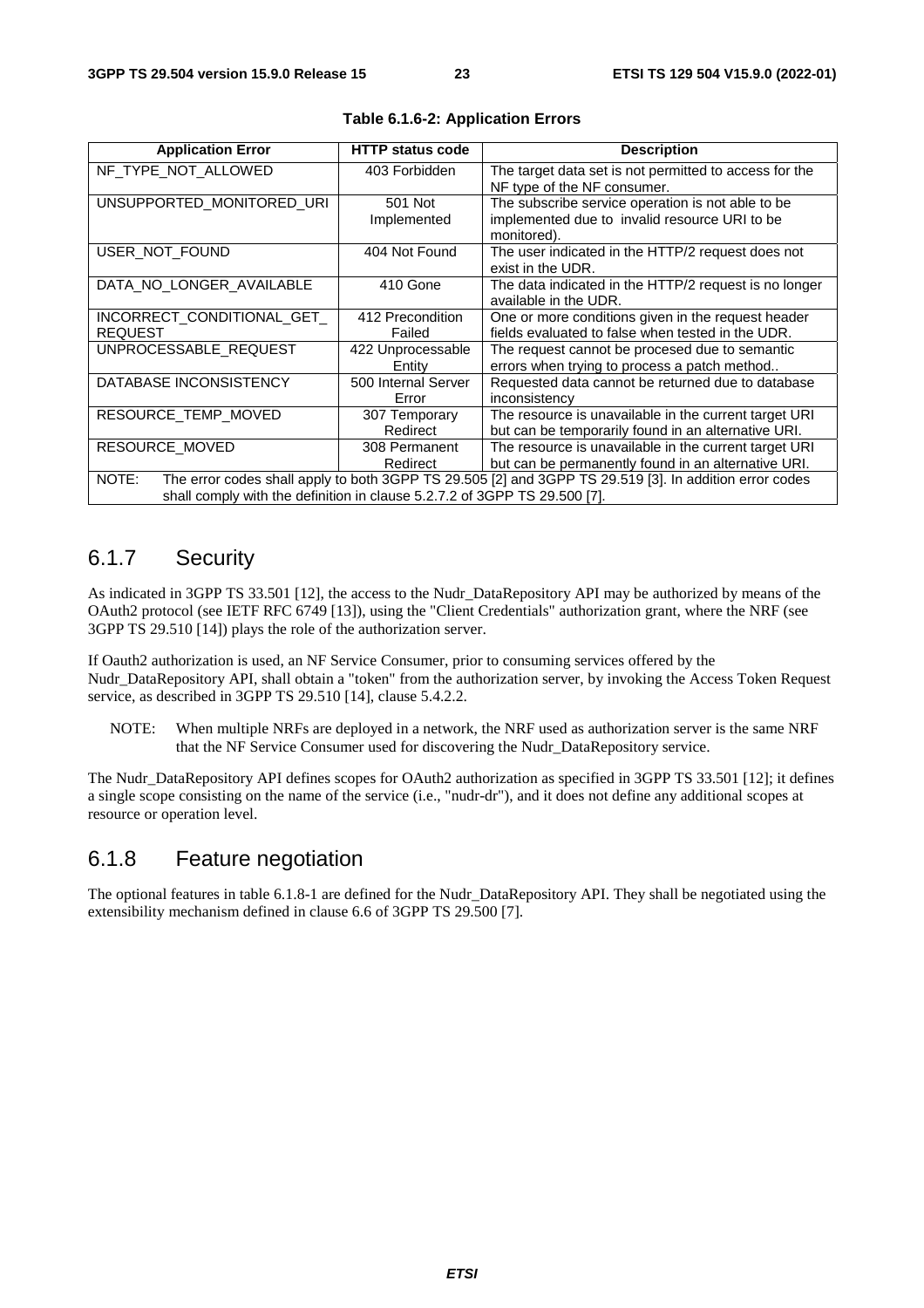**Table 6.1.6-2: Application Errors**

| Application Error | HTTP status code | Description |
| --- | --- | --- |
| NF_TYPE_NOT_ALLOWED | 403 Forbidden | The target data set is not permitted to access for the NF type of the NF consumer. |
| UNSUPPORTED_MONITORED_URI | 501 Not Implemented | The subscribe service operation is not able to be implemented due to invalid resource URI to be monitored). |
| USER_NOT_FOUND | 404 Not Found | The user indicated in the HTTP/2 request does not exist in the UDR. |
| DATA_NO_LONGER_AVAILABLE | 410 Gone | The data indicated in the HTTP/2 request is no longer available in the UDR. |
| INCORRECT_CONDITIONAL_GET_REQUEST | 412 Precondition Failed | One or more conditions given in the request header fields evaluated to false when tested in the UDR. |
| UNPROCESSABLE_REQUEST | 422 Unprocessable Entity | The request cannot be procesed due to semantic errors when trying to process a patch method.. |
| DATABASE INCONSISTENCY | 500 Internal Server Error | Requested data cannot be returned due to database inconsistency |
| RESOURCE_TEMP_MOVED | 307 Temporary Redirect | The resource is unavailable in the current target URI but can be temporarily found in an alternative URI. |
| RESOURCE_MOVED | 308 Permanent Redirect | The resource is unavailable in the current target URI but can be permanently found in an alternative URI. |
| NOTE: The error codes shall apply to both 3GPP TS 29.505 [2] and 3GPP TS 29.519 [3]. In addition error codes shall comply with the definition in clause 5.2.7.2 of 3GPP TS 29.500 [7]. | | |

## 6.1.7 Security

As indicated in 3GPP TS 33.501 [12], the access to the Nudr_DataRepository API may be authorized by means of the OAuth2 protocol (see IETF RFC 6749 [13]), using the "Client Credentials" authorization grant, where the NRF (see 3GPP TS 29.510 [14]) plays the role of the authorization server.

If Oauth2 authorization is used, an NF Service Consumer, prior to consuming services offered by the Nudr_DataRepository API, shall obtain a "token" from the authorization server, by invoking the Access Token Request service, as described in 3GPP TS 29.510 [14], clause 5.4.2.2.

NOTE: When multiple NRFs are deployed in a network, the NRF used as authorization server is the same NRF that the NF Service Consumer used for discovering the Nudr_DataRepository service.

The Nudr_DataRepository API defines scopes for OAuth2 authorization as specified in 3GPP TS 33.501 [12]; it defines a single scope consisting on the name of the service (i.e., "nudr-dr"), and it does not define any additional scopes at resource or operation level.

## 6.1.8 Feature negotiation

The optional features in table 6.1.8-1 are defined for the Nudr_DataRepository API. They shall be negotiated using the extensibility mechanism defined in clause 6.6 of 3GPP TS 29.500 [7].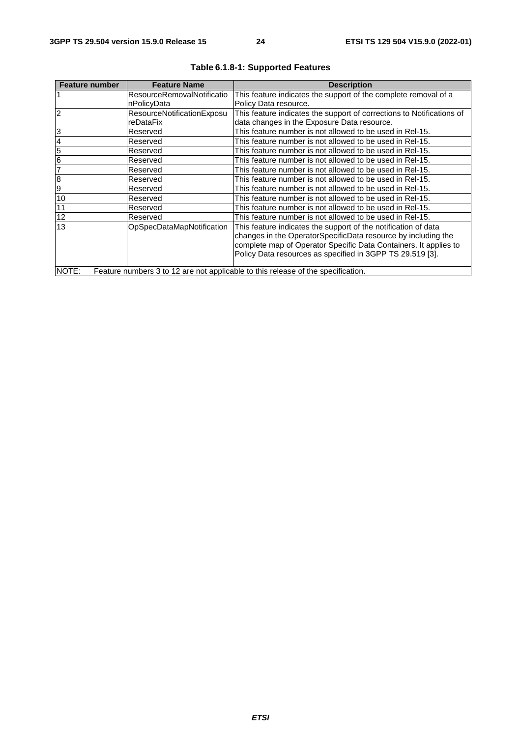**Table 6.1.8-1: Supported Features**

| Feature number | Feature Name | Description |
|---|---|---|
| 1 | ResourceRemovalNotificationPolicyData | This feature indicates the support of the complete removal of a Policy Data resource. |
| 2 | ResourceNotificationExposureDataFix | This feature indicates the support of corrections to Notifications of data changes in the Exposure Data resource. |
| 3 | Reserved | This feature number is not allowed to be used in Rel-15. |
| 4 | Reserved | This feature number is not allowed to be used in Rel-15. |
| 5 | Reserved | This feature number is not allowed to be used in Rel-15. |
| 6 | Reserved | This feature number is not allowed to be used in Rel-15. |
| 7 | Reserved | This feature number is not allowed to be used in Rel-15. |
| 8 | Reserved | This feature number is not allowed to be used in Rel-15. |
| 9 | Reserved | This feature number is not allowed to be used in Rel-15. |
| 10 | Reserved | This feature number is not allowed to be used in Rel-15. |
| 11 | Reserved | This feature number is not allowed to be used in Rel-15. |
| 12 | Reserved | This feature number is not allowed to be used in Rel-15. |
| 13 | OpSpecDataMapNotification | This feature indicates the support of the notification of data changes in the OperatorSpecificData resource by including the complete map of Operator Specific Data Containers. It applies to Policy Data resources as specified in 3GPP TS 29.519 [3]. |
| NOTE: Feature numbers 3 to 12 are not applicable to this release of the specification. | | |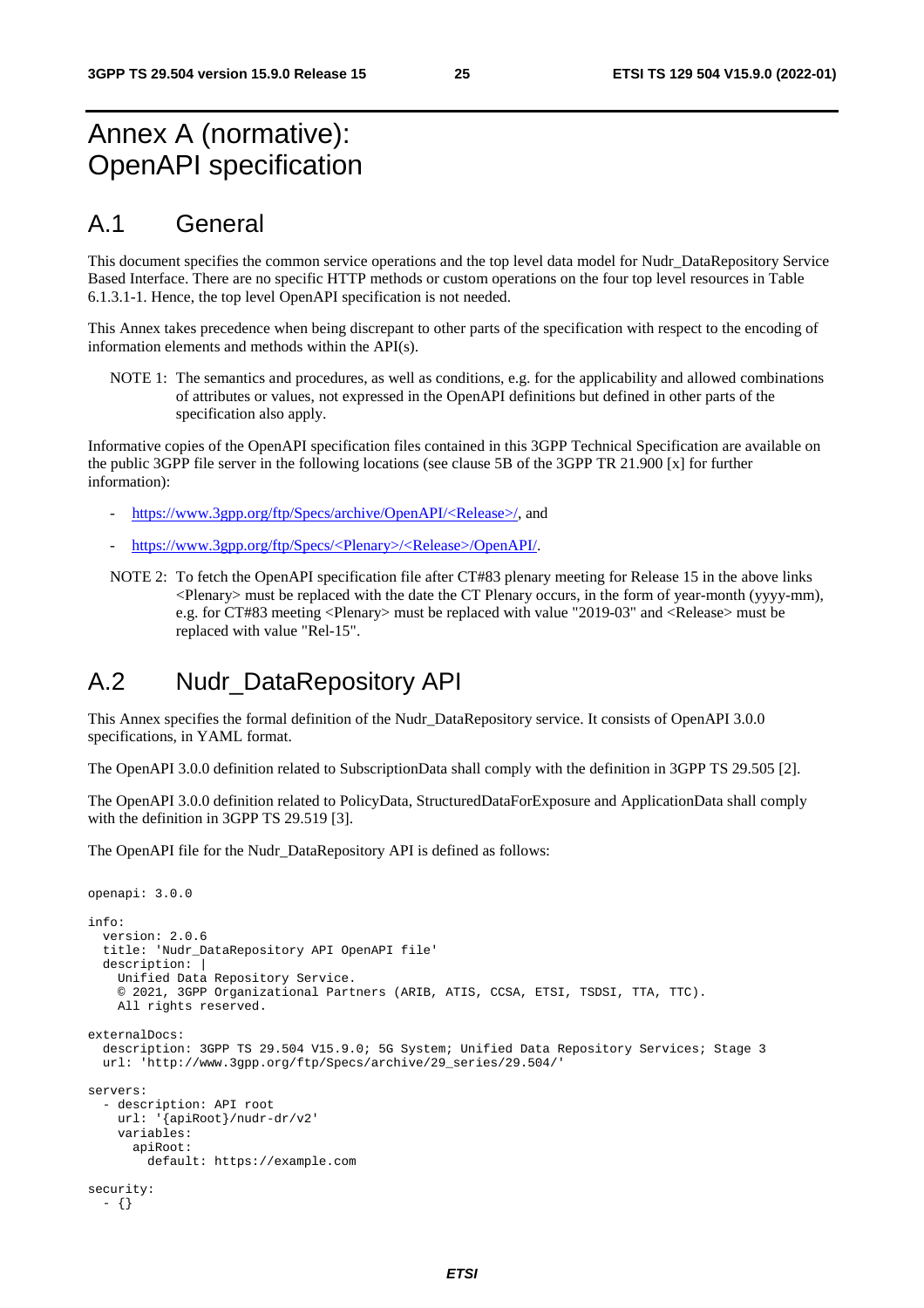# Annex A (normative): OpenAPI specification

## A.1 General

This document specifies the common service operations and the top level data model for Nudr_DataRepository Service Based Interface. There are no specific HTTP methods or custom operations on the four top level resources in Table 6.1.3.1-1. Hence, the top level OpenAPI specification is not needed.

This Annex takes precedence when being discrepant to other parts of the specification with respect to the encoding of information elements and methods within the API(s).

NOTE 1: The semantics and procedures, as well as conditions, e.g. for the applicability and allowed combinations of attributes or values, not expressed in the OpenAPI definitions but defined in other parts of the specification also apply.

Informative copies of the OpenAPI specification files contained in this 3GPP Technical Specification are available on the public 3GPP file server in the following locations (see clause 5B of the 3GPP TR 21.900 [x] for further information):

- https://www.3gpp.org/ftp/Specs/archive/OpenAPI/<Release>/, and
- https://www.3gpp.org/ftp/Specs/<Plenary>/<Release>/OpenAPI/.

NOTE 2: To fetch the OpenAPI specification file after CT#83 plenary meeting for Release 15 in the above links <Plenary> must be replaced with the date the CT Plenary occurs, in the form of year-month (yyyy-mm), e.g. for CT#83 meeting <Plenary> must be replaced with value "2019-03" and <Release> must be replaced with value "Rel-15".

## A.2 Nudr_DataRepository API

This Annex specifies the formal definition of the Nudr_DataRepository service. It consists of OpenAPI 3.0.0 specifications, in YAML format.

The OpenAPI 3.0.0 definition related to SubscriptionData shall comply with the definition in 3GPP TS 29.505 [2].

The OpenAPI 3.0.0 definition related to PolicyData, StructuredDataForExposure and ApplicationData shall comply with the definition in 3GPP TS 29.519 [3].

The OpenAPI file for the Nudr_DataRepository API is defined as follows:

```
openapi: 3.0.0

info:
  version: 2.0.6
  title: 'Nudr_DataRepository API OpenAPI file'
  description: |
    Unified Data Repository Service.
    © 2021, 3GPP Organizational Partners (ARIB, ATIS, CCSA, ETSI, TSDSI, TTA, TTC).
    All rights reserved.

externalDocs:
  description: 3GPP TS 29.504 V15.9.0; 5G System; Unified Data Repository Services; Stage 3
  url: 'http://www.3gpp.org/ftp/Specs/archive/29_series/29.504/'

servers:
  - description: API root
    url: '{apiRoot}/nudr-dr/v2'
    variables:
      apiRoot:
        default: https://example.com

security:
  - {}
```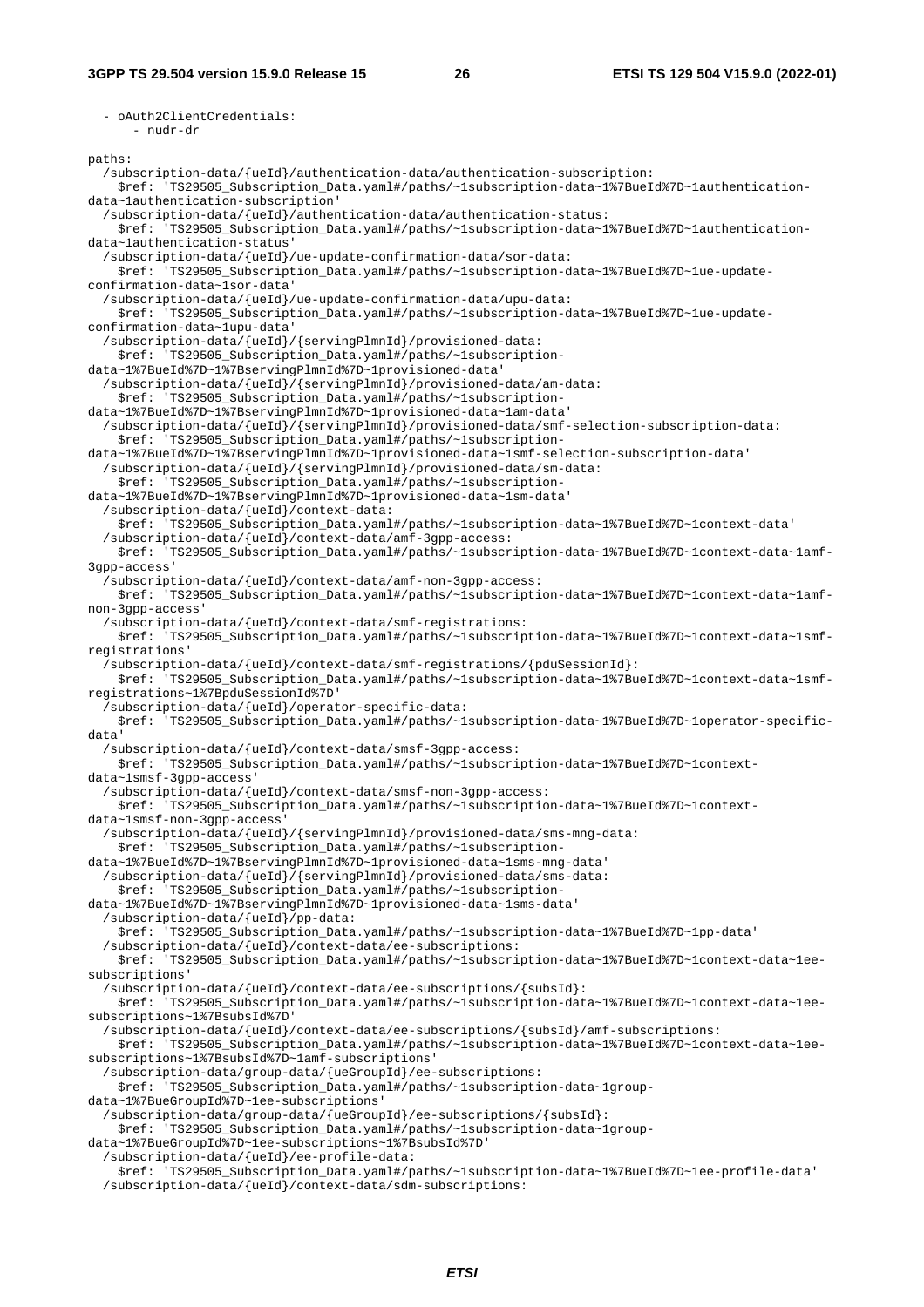```
    - oAuth2ClientCredentials:
      - nudr-dr

paths:
  /subscription-data/{ueId}/authentication-data/authentication-subscription:
    $ref: 'TS29505_Subscription_Data.yaml#/paths/~1subscription-data~1%7BueId%7D~1authentication-data~1authentication-subscription'
  /subscription-data/{ueId}/authentication-data/authentication-status:
    $ref: 'TS29505_Subscription_Data.yaml#/paths/~1subscription-data~1%7BueId%7D~1authentication-data~1authentication-status'
  /subscription-data/{ueId}/ue-update-confirmation-data/sor-data:
    $ref: 'TS29505_Subscription_Data.yaml#/paths/~1subscription-data~1%7BueId%7D~1ue-update-confirmation-data~1sor-data'
  /subscription-data/{ueId}/ue-update-confirmation-data/upu-data:
    $ref: 'TS29505_Subscription_Data.yaml#/paths/~1subscription-data~1%7BueId%7D~1ue-update-confirmation-data~1upu-data'
  /subscription-data/{ueId}/{servingPlmnId}/provisioned-data:
    $ref: 'TS29505_Subscription_Data.yaml#/paths/~1subscription-data~1%7BueId%7D~1%7BservingPlmnId%7D~1provisioned-data'
  /subscription-data/{ueId}/{servingPlmnId}/provisioned-data/am-data:
    $ref: 'TS29505_Subscription_Data.yaml#/paths/~1subscription-data~1%7BueId%7D~1%7BservingPlmnId%7D~1provisioned-data~1am-data'
  /subscription-data/{ueId}/{servingPlmnId}/provisioned-data/smf-selection-subscription-data:
    $ref: 'TS29505_Subscription_Data.yaml#/paths/~1subscription-data~1%7BueId%7D~1%7BservingPlmnId%7D~1provisioned-data~1smf-selection-subscription-data'
  /subscription-data/{ueId}/{servingPlmnId}/provisioned-data/sm-data:
    $ref: 'TS29505_Subscription_Data.yaml#/paths/~1subscription-data~1%7BueId%7D~1%7BservingPlmnId%7D~1provisioned-data~1sm-data'
  /subscription-data/{ueId}/context-data:
    $ref: 'TS29505_Subscription_Data.yaml#/paths/~1subscription-data~1%7BueId%7D~1context-data'
  /subscription-data/{ueId}/context-data/amf-3gpp-access:
    $ref: 'TS29505_Subscription_Data.yaml#/paths/~1subscription-data~1%7BueId%7D~1context-data~1amf-3gpp-access'
  /subscription-data/{ueId}/context-data/amf-non-3gpp-access:
    $ref: 'TS29505_Subscription_Data.yaml#/paths/~1subscription-data~1%7BueId%7D~1context-data~1amf-non-3gpp-access'
  /subscription-data/{ueId}/context-data/smf-registrations:
    $ref: 'TS29505_Subscription_Data.yaml#/paths/~1subscription-data~1%7BueId%7D~1context-data~1smf-registrations'
  /subscription-data/{ueId}/context-data/smf-registrations/{pduSessionId}:
    $ref: 'TS29505_Subscription_Data.yaml#/paths/~1subscription-data~1%7BueId%7D~1context-data~1smf-registrations~1%7BpduSessionId%7D'
  /subscription-data/{ueId}/operator-specific-data:
    $ref: 'TS29505_Subscription_Data.yaml#/paths/~1subscription-data~1%7BueId%7D~1operator-specific-data'
  /subscription-data/{ueId}/context-data/smsf-3gpp-access:
    $ref: 'TS29505_Subscription_Data.yaml#/paths/~1subscription-data~1%7BueId%7D~1context-data~1smsf-3gpp-access'
  /subscription-data/{ueId}/context-data/smsf-non-3gpp-access:
    $ref: 'TS29505_Subscription_Data.yaml#/paths/~1subscription-data~1%7BueId%7D~1context-data~1smsf-non-3gpp-access'
  /subscription-data/{ueId}/{servingPlmnId}/provisioned-data/sms-mng-data:
    $ref: 'TS29505_Subscription_Data.yaml#/paths/~1subscription-data~1%7BueId%7D~1%7BservingPlmnId%7D~1provisioned-data~1sms-mng-data'
  /subscription-data/{ueId}/{servingPlmnId}/provisioned-data/sms-data:
    $ref: 'TS29505_Subscription_Data.yaml#/paths/~1subscription-data~1%7BueId%7D~1%7BservingPlmnId%7D~1provisioned-data~1sms-data'
  /subscription-data/{ueId}/pp-data:
    $ref: 'TS29505_Subscription_Data.yaml#/paths/~1subscription-data~1%7BueId%7D~1pp-data'
  /subscription-data/{ueId}/context-data/ee-subscriptions:
    $ref: 'TS29505_Subscription_Data.yaml#/paths/~1subscription-data~1%7BueId%7D~1context-data~1ee-subscriptions'
  /subscription-data/{ueId}/context-data/ee-subscriptions/{subsId}:
    $ref: 'TS29505_Subscription_Data.yaml#/paths/~1subscription-data~1%7BueId%7D~1context-data~1ee-subscriptions~1%7BsubsId%7D'
  /subscription-data/{ueId}/context-data/ee-subscriptions/{subsId}/amf-subscriptions:
    $ref: 'TS29505_Subscription_Data.yaml#/paths/~1subscription-data~1%7BueId%7D~1context-data~1ee-subscriptions~1%7BsubsId%7D~1amf-subscriptions'
  /subscription-data/group-data/{ueGroupId}/ee-subscriptions:
    $ref: 'TS29505_Subscription_Data.yaml#/paths/~1subscription-data~1group-data~1%7BueGroupId%7D~1ee-subscriptions'
  /subscription-data/group-data/{ueGroupId}/ee-subscriptions/{subsId}:
    $ref: 'TS29505_Subscription_Data.yaml#/paths/~1subscription-data~1group-data~1%7BueGroupId%7D~1ee-subscriptions~1%7BsubsId%7D'
  /subscription-data/{ueId}/ee-profile-data:
    $ref: 'TS29505_Subscription_Data.yaml#/paths/~1subscription-data~1%7BueId%7D~1ee-profile-data'
  /subscription-data/{ueId}/context-data/sdm-subscriptions:
```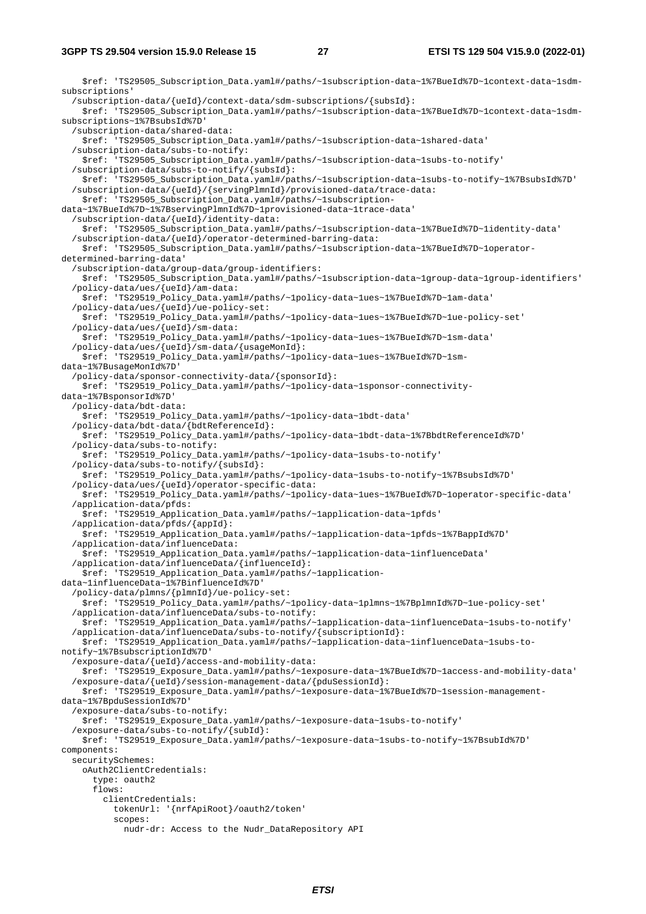```
    $ref: 'TS29505_Subscription_Data.yaml#/paths/~1subscription-data~1%7BueId%7D~1context-data~1sdm-subscriptions'
  /subscription-data/{ueId}/context-data/sdm-subscriptions/{subsId}:
    $ref: 'TS29505_Subscription_Data.yaml#/paths/~1subscription-data~1%7BueId%7D~1context-data~1sdm-subscriptions~1%7BsubsId%7D'
  /subscription-data/shared-data:
    $ref: 'TS29505_Subscription_Data.yaml#/paths/~1subscription-data~1shared-data'
  /subscription-data/subs-to-notify:
    $ref: 'TS29505_Subscription_Data.yaml#/paths/~1subscription-data~1subs-to-notify'
  /subscription-data/subs-to-notify/{subsId}:
    $ref: 'TS29505_Subscription_Data.yaml#/paths/~1subscription-data~1subs-to-notify~1%7BsubsId%7D'
  /subscription-data/{ueId}/{servingPlmnId}/provisioned-data/trace-data:
    $ref: 'TS29505_Subscription_Data.yaml#/paths/~1subscription-data~1%7BueId%7D~1%7BservingPlmnId%7D~1provisioned-data~1trace-data'
  /subscription-data/{ueId}/identity-data:
    $ref: 'TS29505_Subscription_Data.yaml#/paths/~1subscription-data~1%7BueId%7D~1identity-data'
  /subscription-data/{ueId}/operator-determined-barring-data:
    $ref: 'TS29505_Subscription_Data.yaml#/paths/~1subscription-data~1%7BueId%7D~1operator-determined-barring-data'
  /subscription-data/group-data/group-identifiers:
    $ref: 'TS29505_Subscription_Data.yaml#/paths/~1subscription-data~1group-data~1group-identifiers'
  /policy-data/ues/{ueId}/am-data:
    $ref: 'TS29519_Policy_Data.yaml#/paths/~1policy-data~1ues~1%7BueId%7D~1am-data'
  /policy-data/ues/{ueId}/ue-policy-set:
    $ref: 'TS29519_Policy_Data.yaml#/paths/~1policy-data~1ues~1%7BueId%7D~1ue-policy-set'
  /policy-data/ues/{ueId}/sm-data:
    $ref: 'TS29519_Policy_Data.yaml#/paths/~1policy-data~1ues~1%7BueId%7D~1sm-data'
  /policy-data/ues/{ueId}/sm-data/{usageMonId}:
    $ref: 'TS29519_Policy_Data.yaml#/paths/~1policy-data~1ues~1%7BueId%7D~1sm-data~1%7BusageMonId%7D'
  /policy-data/sponsor-connectivity-data/{sponsorId}:
    $ref: 'TS29519_Policy_Data.yaml#/paths/~1policy-data~1sponsor-connectivity-data~1%7BsponsorId%7D'
  /policy-data/bdt-data:
    $ref: 'TS29519_Policy_Data.yaml#/paths/~1policy-data~1bdt-data'
  /policy-data/bdt-data/{bdtReferenceId}:
    $ref: 'TS29519_Policy_Data.yaml#/paths/~1policy-data~1bdt-data~1%7BbdtReferenceId%7D'
  /policy-data/subs-to-notify:
    $ref: 'TS29519_Policy_Data.yaml#/paths/~1policy-data~1subs-to-notify'
  /policy-data/subs-to-notify/{subsId}:
    $ref: 'TS29519_Policy_Data.yaml#/paths/~1policy-data~1subs-to-notify~1%7BsubsId%7D'
  /policy-data/ues/{ueId}/operator-specific-data:
    $ref: 'TS29519_Policy_Data.yaml#/paths/~1policy-data~1ues~1%7BueId%7D~1operator-specific-data'
  /application-data/pfds:
    $ref: 'TS29519_Application_Data.yaml#/paths/~1application-data~1pfds'
  /application-data/pfds/{appId}:
    $ref: 'TS29519_Application_Data.yaml#/paths/~1application-data~1pfds~1%7BappId%7D'
  /application-data/influenceData:
    $ref: 'TS29519_Application_Data.yaml#/paths/~1application-data~1influenceData'
  /application-data/influenceData/{influenceId}:
    $ref: 'TS29519_Application_Data.yaml#/paths/~1application-data~1influenceData~1%7BinfluenceId%7D'
  /policy-data/plmns/{plmnId}/ue-policy-set:
    $ref: 'TS29519_Policy_Data.yaml#/paths/~1policy-data~1plmns~1%7BplmnId%7D~1ue-policy-set'
  /application-data/influenceData/subs-to-notify:
    $ref: 'TS29519_Application_Data.yaml#/paths/~1application-data~1influenceData~1subs-to-notify'
  /application-data/influenceData/subs-to-notify/{subscriptionId}:
    $ref: 'TS29519_Application_Data.yaml#/paths/~1application-data~1influenceData~1subs-to-notify~1%7BsubscriptionId%7D'
  /exposure-data/{ueId}/access-and-mobility-data:
    $ref: 'TS29519_Exposure_Data.yaml#/paths/~1exposure-data~1%7BueId%7D~1access-and-mobility-data'
  /exposure-data/{ueId}/session-management-data/{pduSessionId}:
    $ref: 'TS29519_Exposure_Data.yaml#/paths/~1exposure-data~1%7BueId%7D~1session-management-data~1%7BpduSessionId%7D'
  /exposure-data/subs-to-notify:
    $ref: 'TS29519_Exposure_Data.yaml#/paths/~1exposure-data~1subs-to-notify'
  /exposure-data/subs-to-notify/{subId}:
    $ref: 'TS29519_Exposure_Data.yaml#/paths/~1exposure-data~1subs-to-notify~1%7BsubId%7D'
components:
  securitySchemes:
    oAuth2ClientCredentials:
      type: oauth2
      flows:
        clientCredentials:
          tokenUrl: '{nrfApiRoot}/oauth2/token'
          scopes:
            nudr-dr: Access to the Nudr_DataRepository API
```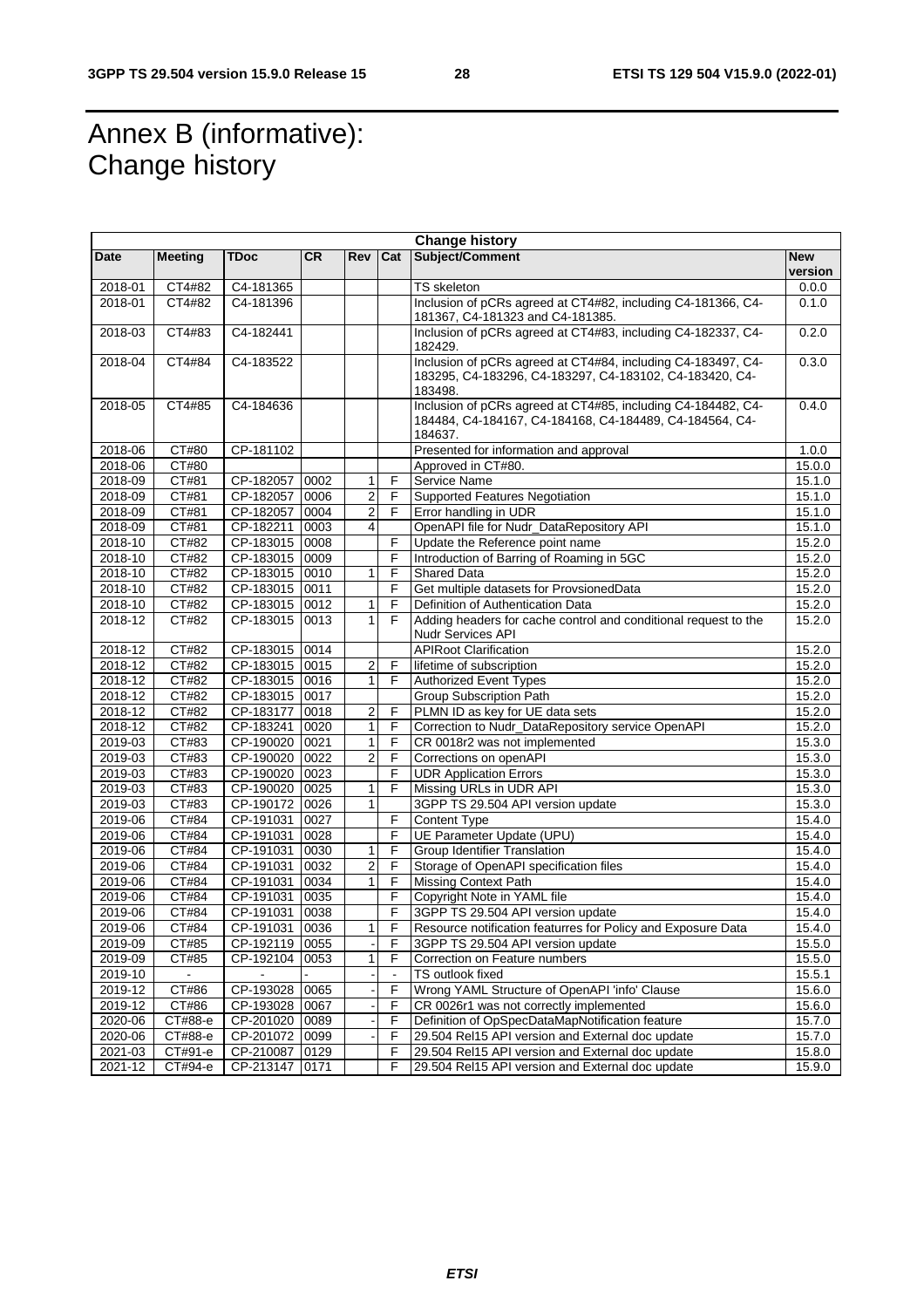# Annex B (informative): Change history

| Change history | | | | | | | |
|---|---|---|---|---|---|---|---|
| Date | Meeting | TDoc | CR | Rev | Cat | Subject/Comment | New version |
| 2018-01 | CT4#82 | C4-181365 | | | | TS skeleton | 0.0.0 |
| 2018-01 | CT4#82 | C4-181396 | | | | Inclusion of pCRs agreed at CT4#82, including C4-181366, C4-181367, C4-181323 and C4-181385. | 0.1.0 |
| 2018-03 | CT4#83 | C4-182441 | | | | Inclusion of pCRs agreed at CT4#83, including C4-182337, C4-182429. | 0.2.0 |
| 2018-04 | CT4#84 | C4-183522 | | | | Inclusion of pCRs agreed at CT4#84, including C4-183497, C4-183295, C4-183296, C4-183297, C4-183102, C4-183420, C4-183498. | 0.3.0 |
| 2018-05 | CT4#85 | C4-184636 | | | | Inclusion of pCRs agreed at CT4#85, including C4-184482, C4-184484, C4-184167, C4-184168, C4-184489, C4-184564, C4-184637. | 0.4.0 |
| 2018-06 | CT#80 | CP-181102 | | | | Presented for information and approval | 1.0.0 |
| 2018-06 | CT#80 | | | | | Approved in CT#80. | 15.0.0 |
| 2018-09 | CT#81 | CP-182057 | 0002 | 1 | F | Service Name | 15.1.0 |
| 2018-09 | CT#81 | CP-182057 | 0006 | 2 | F | Supported Features Negotiation | 15.1.0 |
| 2018-09 | CT#81 | CP-182057 | 0004 | 2 | F | Error handling in UDR | 15.1.0 |
| 2018-09 | CT#81 | CP-182211 | 0003 | 4 | | OpenAPI file for Nudr_DataRepository API | 15.1.0 |
| 2018-10 | CT#82 | CP-183015 | 0008 | | F | Update the Reference point name | 15.2.0 |
| 2018-10 | CT#82 | CP-183015 | 0009 | | F | Introduction of Barring of Roaming in 5GC | 15.2.0 |
| 2018-10 | CT#82 | CP-183015 | 0010 | 1 | F | Shared Data | 15.2.0 |
| 2018-10 | CT#82 | CP-183015 | 0011 | | F | Get multiple datasets for ProvsionedData | 15.2.0 |
| 2018-10 | CT#82 | CP-183015 | 0012 | 1 | F | Definition of Authentication Data | 15.2.0 |
| 2018-12 | CT#82 | CP-183015 | 0013 | 1 | F | Adding headers for cache control and conditional request to the Nudr Services API | 15.2.0 |
| 2018-12 | CT#82 | CP-183015 | 0014 | | | APIRoot Clarification | 15.2.0 |
| 2018-12 | CT#82 | CP-183015 | 0015 | 2 | F | lifetime of subscription | 15.2.0 |
| 2018-12 | CT#82 | CP-183015 | 0016 | 1 | F | Authorized Event Types | 15.2.0 |
| 2018-12 | CT#82 | CP-183015 | 0017 | | | Group Subscription Path | 15.2.0 |
| 2018-12 | CT#82 | CP-183177 | 0018 | 2 | F | PLMN ID as key for UE data sets | 15.2.0 |
| 2018-12 | CT#82 | CP-183241 | 0020 | 1 | F | Correction to Nudr_DataRepository service OpenAPI | 15.2.0 |
| 2019-03 | CT#83 | CP-190020 | 0021 | 1 | F | CR 0018r2 was not implemented | 15.3.0 |
| 2019-03 | CT#83 | CP-190020 | 0022 | 2 | F | Corrections on openAPI | 15.3.0 |
| 2019-03 | CT#83 | CP-190020 | 0023 | | F | UDR Application Errors | 15.3.0 |
| 2019-03 | CT#83 | CP-190020 | 0025 | 1 | F | Missing URLs in UDR API | 15.3.0 |
| 2019-03 | CT#83 | CP-190172 | 0026 | 1 | | 3GPP TS 29.504 API version update | 15.3.0 |
| 2019-06 | CT#84 | CP-191031 | 0027 | | F | Content Type | 15.4.0 |
| 2019-06 | CT#84 | CP-191031 | 0028 | | F | UE Parameter Update (UPU) | 15.4.0 |
| 2019-06 | CT#84 | CP-191031 | 0030 | 1 | F | Group Identifier Translation | 15.4.0 |
| 2019-06 | CT#84 | CP-191031 | 0032 | 2 | F | Storage of OpenAPI specification files | 15.4.0 |
| 2019-06 | CT#84 | CP-191031 | 0034 | 1 | F | Missing Context Path | 15.4.0 |
| 2019-06 | CT#84 | CP-191031 | 0035 | | F | Copyright Note in YAML file | 15.4.0 |
| 2019-06 | CT#84 | CP-191031 | 0038 | | F | 3GPP TS 29.504 API version update | 15.4.0 |
| 2019-06 | CT#84 | CP-191031 | 0036 | 1 | F | Resource notification featurres for Policy and Exposure Data | 15.4.0 |
| 2019-09 | CT#85 | CP-192119 | 0055 | - | F | 3GPP TS 29.504 API version update | 15.5.0 |
| 2019-09 | CT#85 | CP-192104 | 0053 | 1 | F | Correction on Feature numbers | 15.5.0 |
| 2019-10 | - | - | - | - | - | TS outlook fixed | 15.5.1 |
| 2019-12 | CT#86 | CP-193028 | 0065 | - | F | Wrong YAML Structure of OpenAPI 'info' Clause | 15.6.0 |
| 2019-12 | CT#86 | CP-193028 | 0067 | - | F | CR 0026r1 was not correctly implemented | 15.6.0 |
| 2020-06 | CT#88-e | CP-201020 | 0089 | - | F | Definition of OpSpecDataMapNotification feature | 15.7.0 |
| 2020-06 | CT#88-e | CP-201072 | 0099 | - | F | 29.504 Rel15 API version and External doc update | 15.7.0 |
| 2021-03 | CT#91-e | CP-210087 | 0129 | | F | 29.504 Rel15 API version and External doc update | 15.8.0 |
| 2021-12 | CT#94-e | CP-213147 | 0171 | | F | 29.504 Rel15 API version and External doc update | 15.9.0 |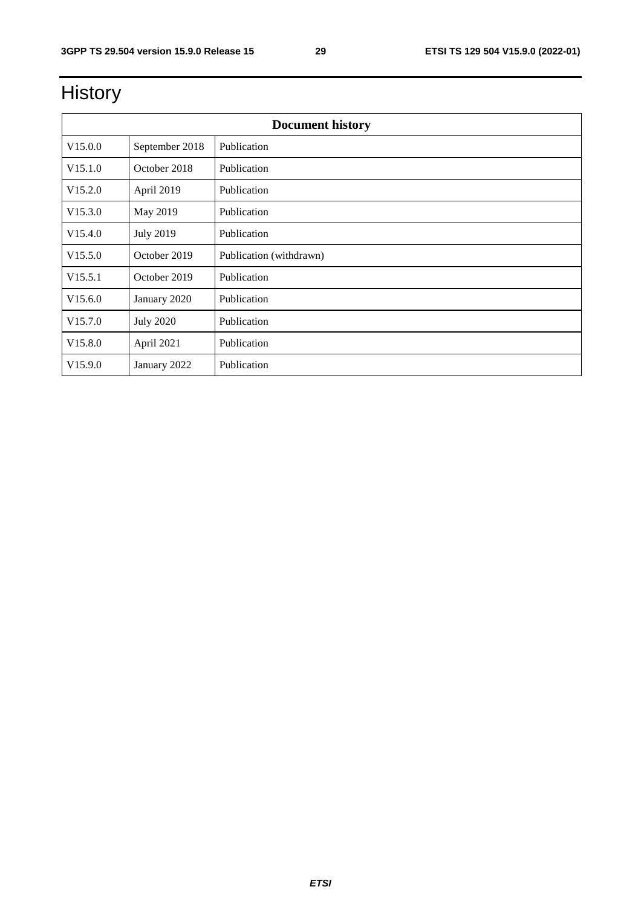# History

| Document history | | |
|---|---|---|
| V15.0.0 | September 2018 | Publication |
| V15.1.0 | October 2018 | Publication |
| V15.2.0 | April 2019 | Publication |
| V15.3.0 | May 2019 | Publication |
| V15.4.0 | July 2019 | Publication |
| V15.5.0 | October 2019 | Publication (withdrawn) |
| V15.5.1 | October 2019 | Publication |
| V15.6.0 | January 2020 | Publication |
| V15.7.0 | July 2020 | Publication |
| V15.8.0 | April 2021 | Publication |
| V15.9.0 | January 2022 | Publication |